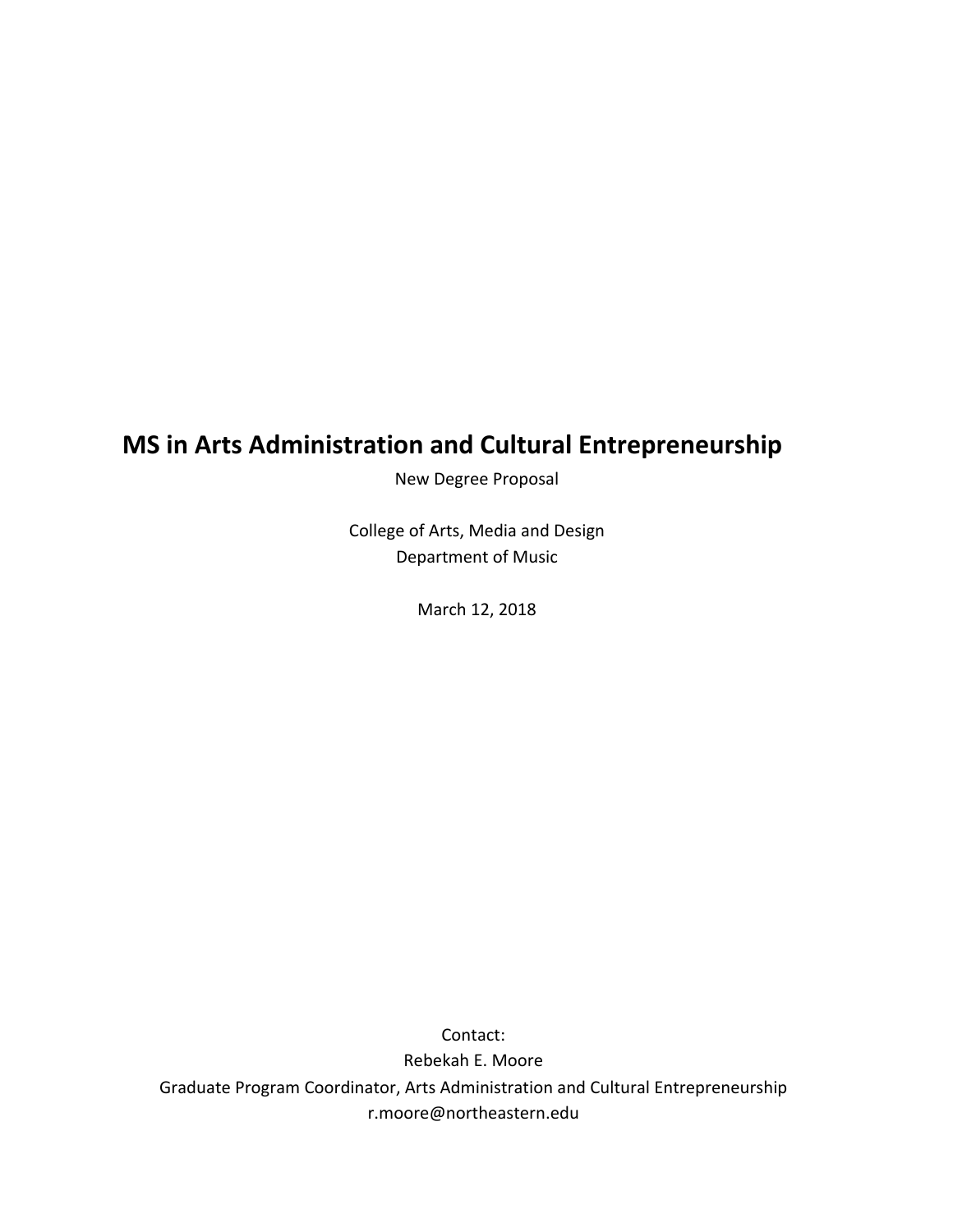# MS in Arts Administration and Cultural Entrepreneurship

New Degree Proposal

College of Arts, Media and Design
Department of Music

March 12, 2018

Contact:
Rebekah E. Moore
Graduate Program Coordinator, Arts Administration and Cultural Entrepreneurship
r.moore@northeastern.edu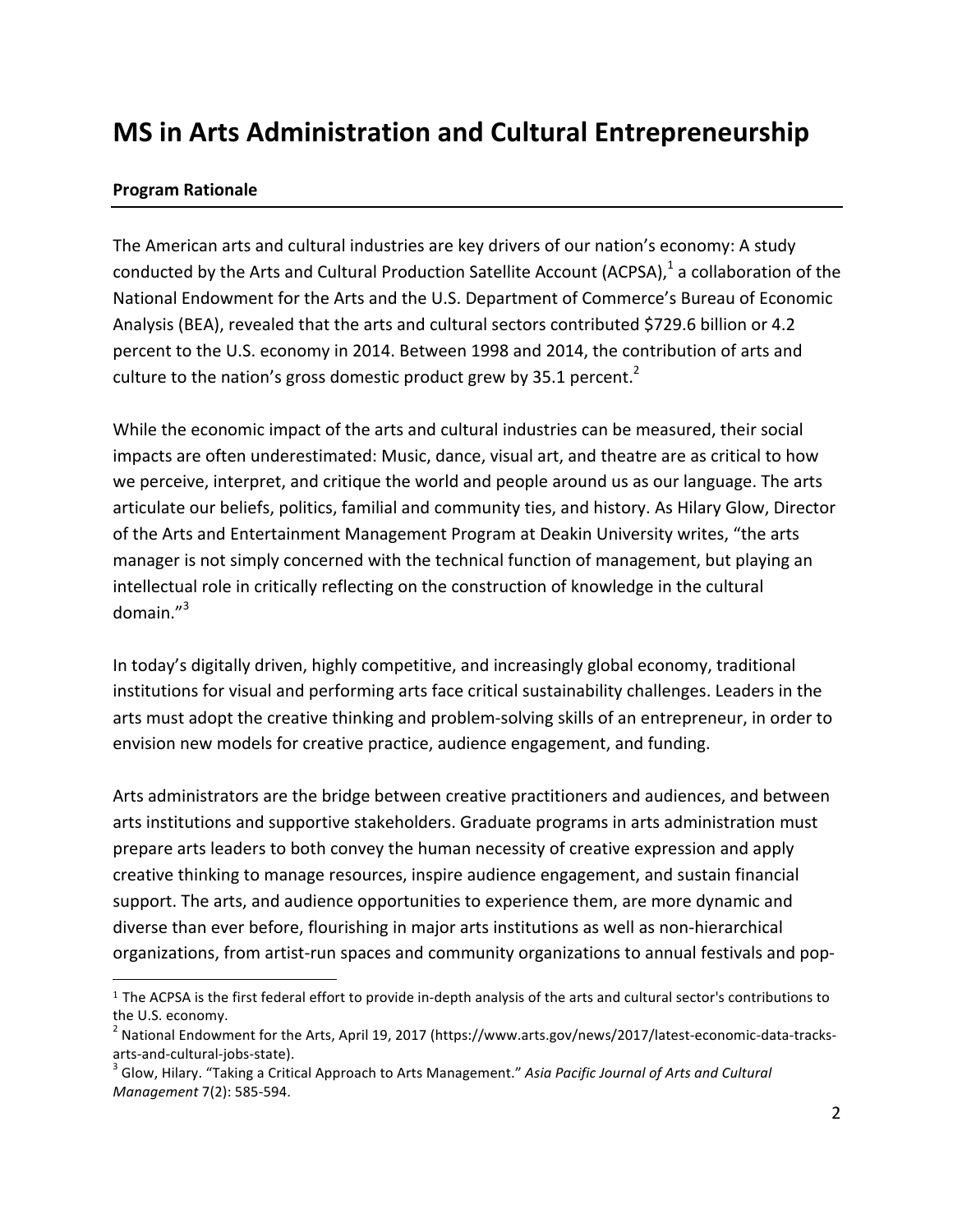# MS in Arts Administration and Cultural Entrepreneurship

**Program Rationale**

The American arts and cultural industries are key drivers of our nation's economy: A study conducted by the Arts and Cultural Production Satellite Account (ACPSA),[1] a collaboration of the National Endowment for the Arts and the U.S. Department of Commerce's Bureau of Economic Analysis (BEA), revealed that the arts and cultural sectors contributed $729.6 billion or 4.2 percent to the U.S. economy in 2014. Between 1998 and 2014, the contribution of arts and culture to the nation's gross domestic product grew by 35.1 percent.[2]

While the economic impact of the arts and cultural industries can be measured, their social impacts are often underestimated: Music, dance, visual art, and theatre are as critical to how we perceive, interpret, and critique the world and people around us as our language. The arts articulate our beliefs, politics, familial and community ties, and history. As Hilary Glow, Director of the Arts and Entertainment Management Program at Deakin University writes, "the arts manager is not simply concerned with the technical function of management, but playing an intellectual role in critically reflecting on the construction of knowledge in the cultural domain."[3]

In today's digitally driven, highly competitive, and increasingly global economy, traditional institutions for visual and performing arts face critical sustainability challenges. Leaders in the arts must adopt the creative thinking and problem-solving skills of an entrepreneur, in order to envision new models for creative practice, audience engagement, and funding.

Arts administrators are the bridge between creative practitioners and audiences, and between arts institutions and supportive stakeholders. Graduate programs in arts administration must prepare arts leaders to both convey the human necessity of creative expression and apply creative thinking to manage resources, inspire audience engagement, and sustain financial support. The arts, and audience opportunities to experience them, are more dynamic and diverse than ever before, flourishing in major arts institutions as well as non-hierarchical organizations, from artist-run spaces and community organizations to annual festivals and pop-

---

[1] The ACPSA is the first federal effort to provide in-depth analysis of the arts and cultural sector's contributions to the U.S. economy.

[2] National Endowment for the Arts, April 19, 2017 (https://www.arts.gov/news/2017/latest-economic-data-tracks-arts-and-cultural-jobs-state).

[3] Glow, Hilary. "Taking a Critical Approach to Arts Management." *Asia Pacific Journal of Arts and Cultural Management* 7(2): 585-594.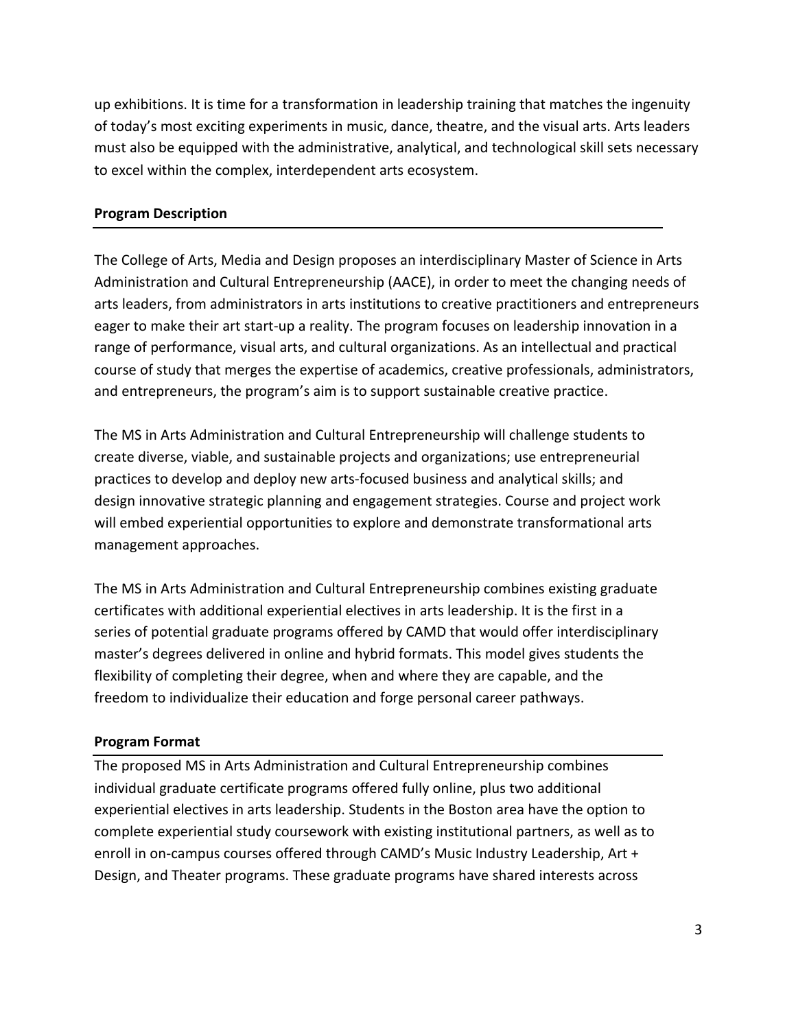up exhibitions. It is time for a transformation in leadership training that matches the ingenuity of today's most exciting experiments in music, dance, theatre, and the visual arts. Arts leaders must also be equipped with the administrative, analytical, and technological skill sets necessary to excel within the complex, interdependent arts ecosystem.

**Program Description**

The College of Arts, Media and Design proposes an interdisciplinary Master of Science in Arts Administration and Cultural Entrepreneurship (AACE), in order to meet the changing needs of arts leaders, from administrators in arts institutions to creative practitioners and entrepreneurs eager to make their art start-up a reality. The program focuses on leadership innovation in a range of performance, visual arts, and cultural organizations. As an intellectual and practical course of study that merges the expertise of academics, creative professionals, administrators, and entrepreneurs, the program's aim is to support sustainable creative practice.

The MS in Arts Administration and Cultural Entrepreneurship will challenge students to create diverse, viable, and sustainable projects and organizations; use entrepreneurial practices to develop and deploy new arts-focused business and analytical skills; and design innovative strategic planning and engagement strategies. Course and project work will embed experiential opportunities to explore and demonstrate transformational arts management approaches.

The MS in Arts Administration and Cultural Entrepreneurship combines existing graduate certificates with additional experiential electives in arts leadership. It is the first in a series of potential graduate programs offered by CAMD that would offer interdisciplinary master's degrees delivered in online and hybrid formats. This model gives students the flexibility of completing their degree, when and where they are capable, and the freedom to individualize their education and forge personal career pathways.

**Program Format**

The proposed MS in Arts Administration and Cultural Entrepreneurship combines individual graduate certificate programs offered fully online, plus two additional experiential electives in arts leadership. Students in the Boston area have the option to complete experiential study coursework with existing institutional partners, as well as to enroll in on-campus courses offered through CAMD's Music Industry Leadership, Art + Design, and Theater programs. These graduate programs have shared interests across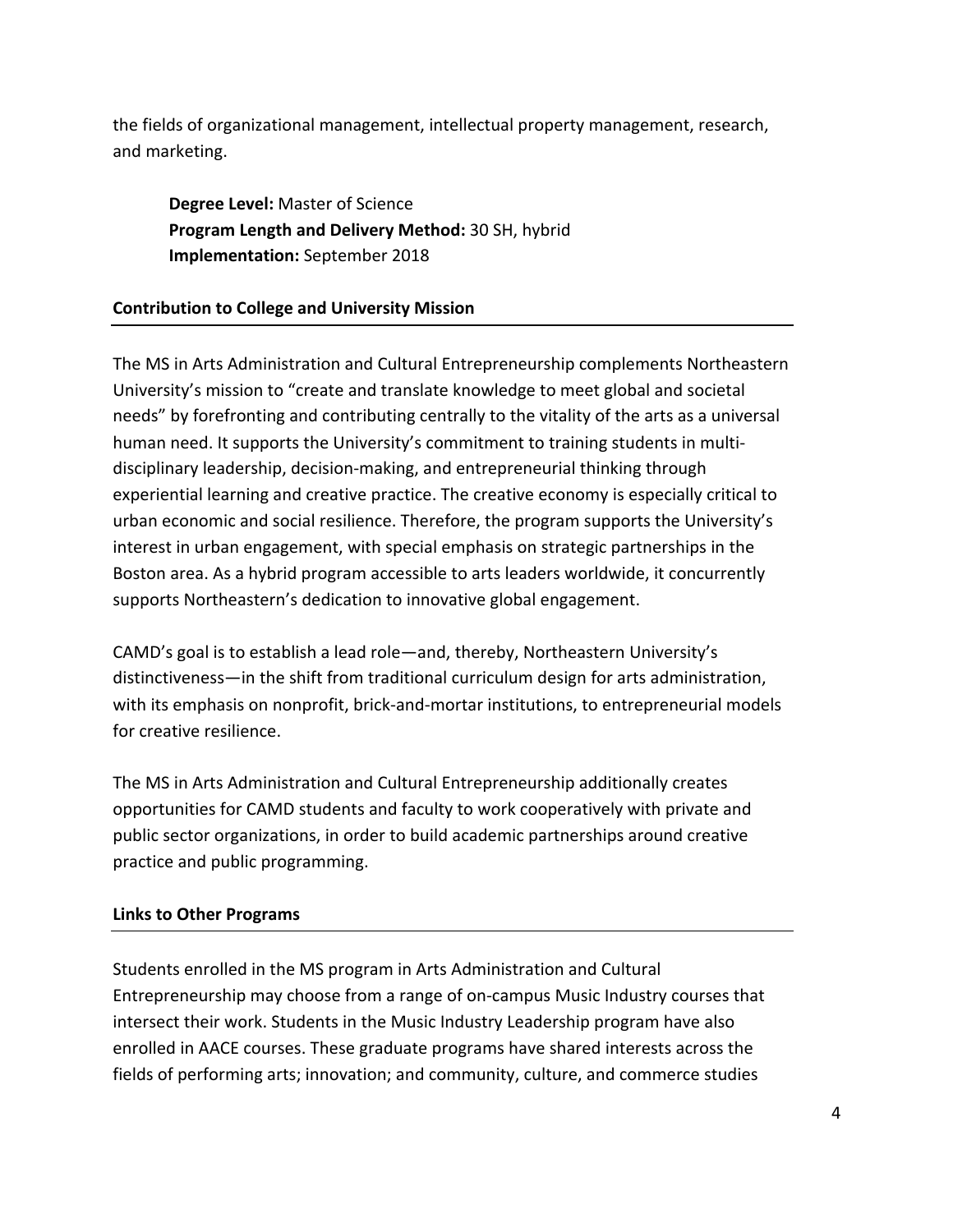the fields of organizational management, intellectual property management, research, and marketing.

**Degree Level:** Master of Science
**Program Length and Delivery Method:** 30 SH, hybrid
**Implementation:** September 2018

## Contribution to College and University Mission

The MS in Arts Administration and Cultural Entrepreneurship complements Northeastern University's mission to "create and translate knowledge to meet global and societal needs" by forefronting and contributing centrally to the vitality of the arts as a universal human need. It supports the University's commitment to training students in multi-disciplinary leadership, decision-making, and entrepreneurial thinking through experiential learning and creative practice. The creative economy is especially critical to urban economic and social resilience. Therefore, the program supports the University's interest in urban engagement, with special emphasis on strategic partnerships in the Boston area. As a hybrid program accessible to arts leaders worldwide, it concurrently supports Northeastern's dedication to innovative global engagement.

CAMD's goal is to establish a lead role—and, thereby, Northeastern University's distinctiveness—in the shift from traditional curriculum design for arts administration, with its emphasis on nonprofit, brick-and-mortar institutions, to entrepreneurial models for creative resilience.

The MS in Arts Administration and Cultural Entrepreneurship additionally creates opportunities for CAMD students and faculty to work cooperatively with private and public sector organizations, in order to build academic partnerships around creative practice and public programming.

## Links to Other Programs

Students enrolled in the MS program in Arts Administration and Cultural Entrepreneurship may choose from a range of on-campus Music Industry courses that intersect their work. Students in the Music Industry Leadership program have also enrolled in AACE courses. These graduate programs have shared interests across the fields of performing arts; innovation; and community, culture, and commerce studies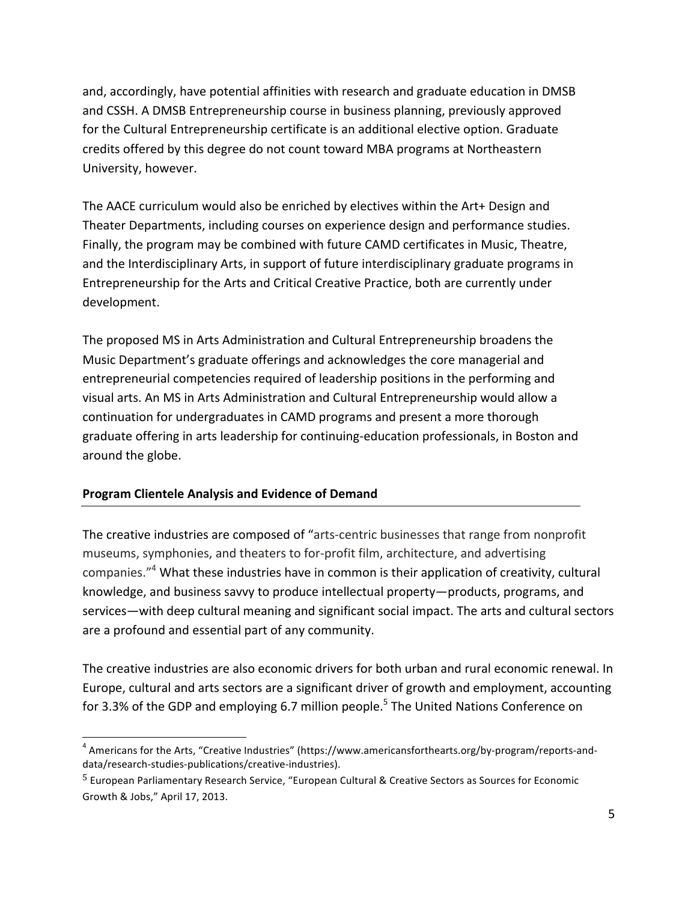and, accordingly, have potential affinities with research and graduate education in DMSB and CSSH. A DMSB Entrepreneurship course in business planning, previously approved for the Cultural Entrepreneurship certificate is an additional elective option. Graduate credits offered by this degree do not count toward MBA programs at Northeastern University, however.

The AACE curriculum would also be enriched by electives within the Art+ Design and Theater Departments, including courses on experience design and performance studies. Finally, the program may be combined with future CAMD certificates in Music, Theatre, and the Interdisciplinary Arts, in support of future interdisciplinary graduate programs in Entrepreneurship for the Arts and Critical Creative Practice, both are currently under development.

The proposed MS in Arts Administration and Cultural Entrepreneurship broadens the Music Department's graduate offerings and acknowledges the core managerial and entrepreneurial competencies required of leadership positions in the performing and visual arts. An MS in Arts Administration and Cultural Entrepreneurship would allow a continuation for undergraduates in CAMD programs and present a more thorough graduate offering in arts leadership for continuing-education professionals, in Boston and around the globe.

**Program Clientele Analysis and Evidence of Demand**

The creative industries are composed of "arts-centric businesses that range from nonprofit museums, symphonies, and theaters to for-profit film, architecture, and advertising companies."[4] What these industries have in common is their application of creativity, cultural knowledge, and business savvy to produce intellectual property—products, programs, and services—with deep cultural meaning and significant social impact. The arts and cultural sectors are a profound and essential part of any community.

The creative industries are also economic drivers for both urban and rural economic renewal. In Europe, cultural and arts sectors are a significant driver of growth and employment, accounting for 3.3% of the GDP and employing 6.7 million people.[5] The United Nations Conference on

[4] Americans for the Arts, "Creative Industries" (https://www.americansforthearts.org/by-program/reports-and-data/research-studies-publications/creative-industries).

[5] European Parliamentary Research Service, "European Cultural & Creative Sectors as Sources for Economic Growth & Jobs," April 17, 2013.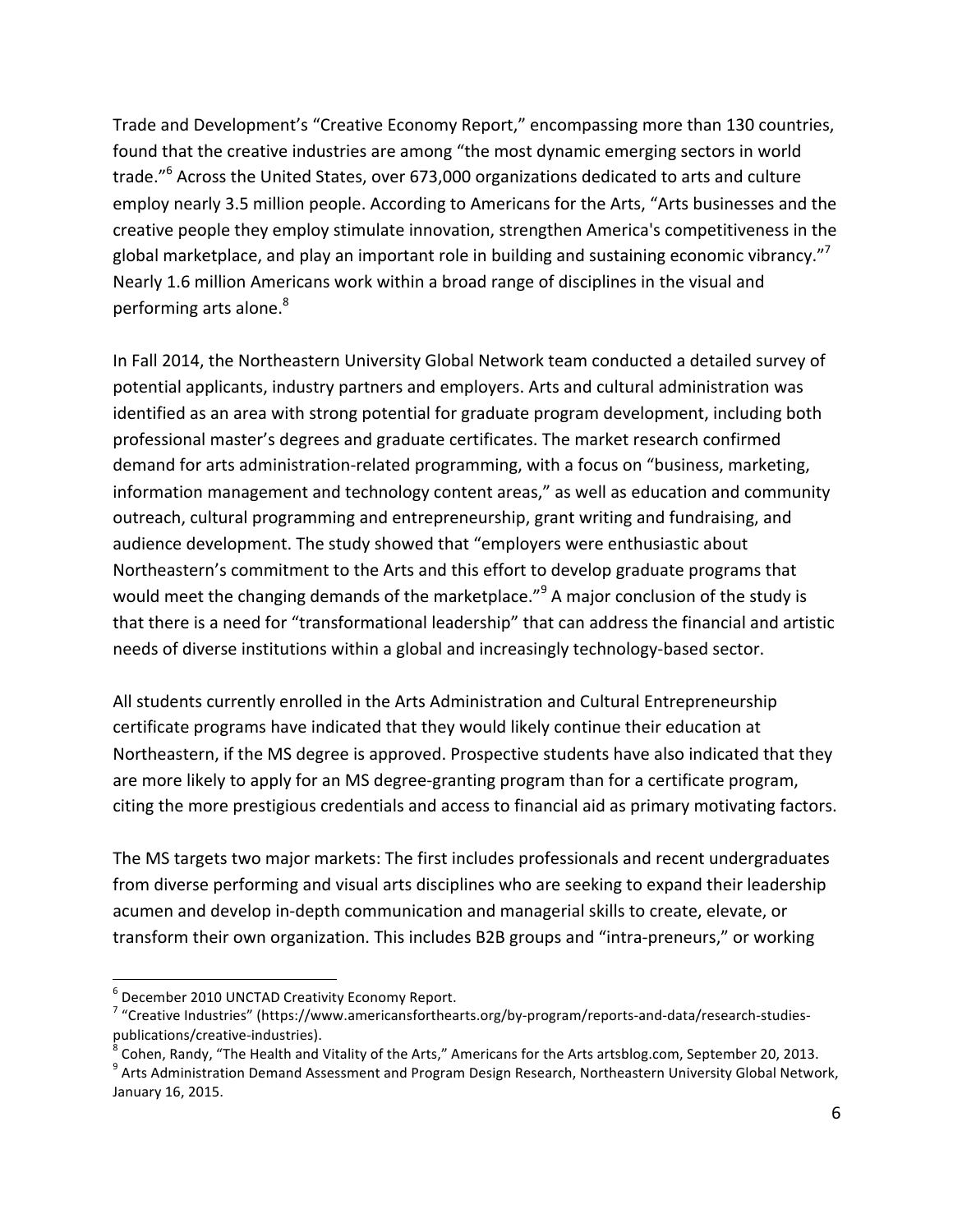Trade and Development's "Creative Economy Report," encompassing more than 130 countries, found that the creative industries are among "the most dynamic emerging sectors in world trade."[6] Across the United States, over 673,000 organizations dedicated to arts and culture employ nearly 3.5 million people. According to Americans for the Arts, "Arts businesses and the creative people they employ stimulate innovation, strengthen America's competitiveness in the global marketplace, and play an important role in building and sustaining economic vibrancy."[7] Nearly 1.6 million Americans work within a broad range of disciplines in the visual and performing arts alone.[8]

In Fall 2014, the Northeastern University Global Network team conducted a detailed survey of potential applicants, industry partners and employers. Arts and cultural administration was identified as an area with strong potential for graduate program development, including both professional master's degrees and graduate certificates. The market research confirmed demand for arts administration-related programming, with a focus on "business, marketing, information management and technology content areas," as well as education and community outreach, cultural programming and entrepreneurship, grant writing and fundraising, and audience development. The study showed that "employers were enthusiastic about Northeastern's commitment to the Arts and this effort to develop graduate programs that would meet the changing demands of the marketplace."[9] A major conclusion of the study is that there is a need for "transformational leadership" that can address the financial and artistic needs of diverse institutions within a global and increasingly technology-based sector.

All students currently enrolled in the Arts Administration and Cultural Entrepreneurship certificate programs have indicated that they would likely continue their education at Northeastern, if the MS degree is approved. Prospective students have also indicated that they are more likely to apply for an MS degree-granting program than for a certificate program, citing the more prestigious credentials and access to financial aid as primary motivating factors.

The MS targets two major markets: The first includes professionals and recent undergraduates from diverse performing and visual arts disciplines who are seeking to expand their leadership acumen and develop in-depth communication and managerial skills to create, elevate, or transform their own organization. This includes B2B groups and "intra-preneurs," or working

---

[6] December 2010 UNCTAD Creativity Economy Report.

[7] "Creative Industries" (https://www.americansforthearts.org/by-program/reports-and-data/research-studies-publications/creative-industries).

[8] Cohen, Randy, "The Health and Vitality of the Arts," Americans for the Arts artsblog.com, September 20, 2013.

[9] Arts Administration Demand Assessment and Program Design Research, Northeastern University Global Network, January 16, 2015.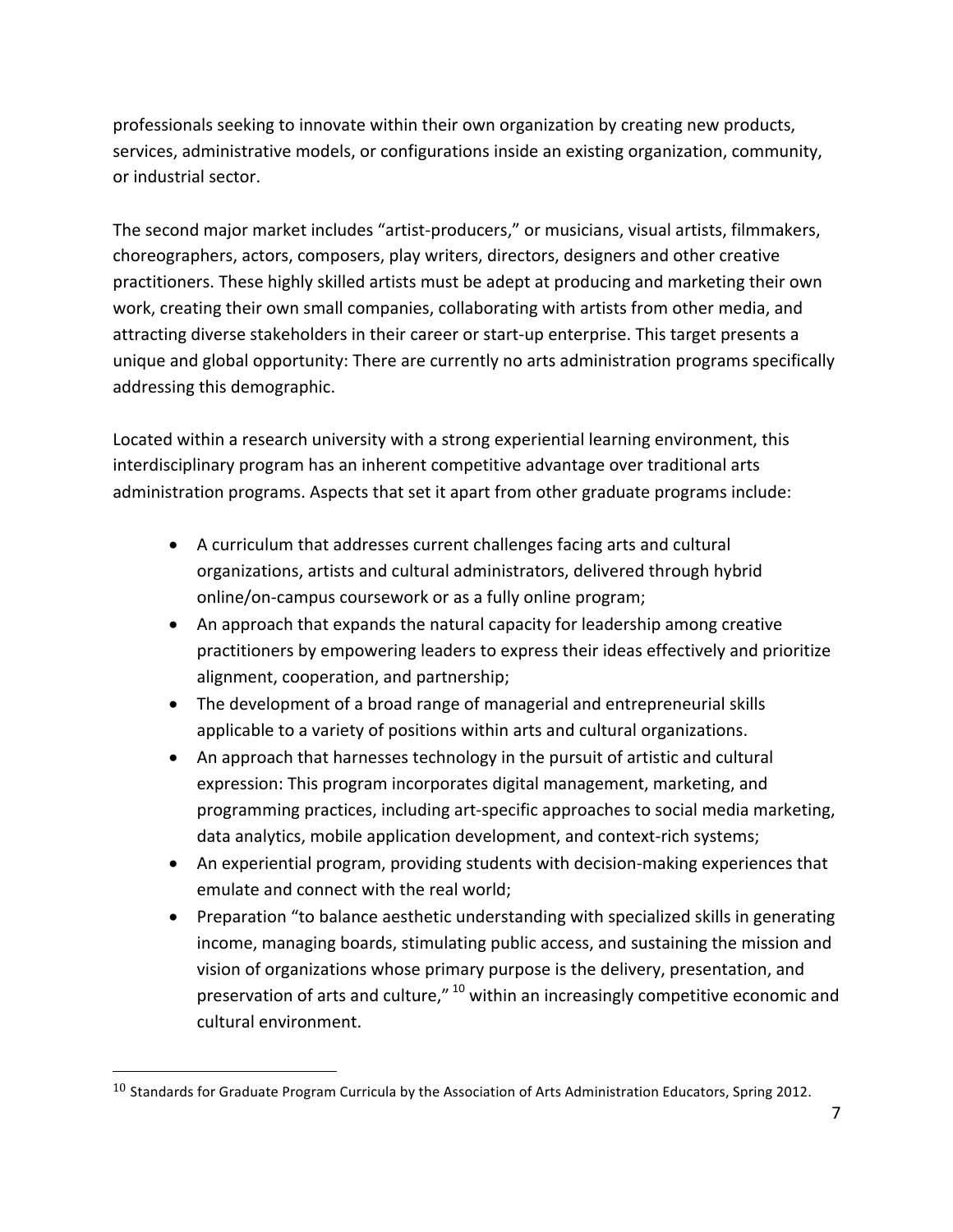professionals seeking to innovate within their own organization by creating new products, services, administrative models, or configurations inside an existing organization, community, or industrial sector.

The second major market includes "artist-producers," or musicians, visual artists, filmmakers, choreographers, actors, composers, play writers, directors, designers and other creative practitioners. These highly skilled artists must be adept at producing and marketing their own work, creating their own small companies, collaborating with artists from other media, and attracting diverse stakeholders in their career or start-up enterprise. This target presents a unique and global opportunity: There are currently no arts administration programs specifically addressing this demographic.

Located within a research university with a strong experiential learning environment, this interdisciplinary program has an inherent competitive advantage over traditional arts administration programs. Aspects that set it apart from other graduate programs include:

- A curriculum that addresses current challenges facing arts and cultural organizations, artists and cultural administrators, delivered through hybrid online/on-campus coursework or as a fully online program;
- An approach that expands the natural capacity for leadership among creative practitioners by empowering leaders to express their ideas effectively and prioritize alignment, cooperation, and partnership;
- The development of a broad range of managerial and entrepreneurial skills applicable to a variety of positions within arts and cultural organizations.
- An approach that harnesses technology in the pursuit of artistic and cultural expression: This program incorporates digital management, marketing, and programming practices, including art-specific approaches to social media marketing, data analytics, mobile application development, and context-rich systems;
- An experiential program, providing students with decision-making experiences that emulate and connect with the real world;
- Preparation "to balance aesthetic understanding with specialized skills in generating income, managing boards, stimulating public access, and sustaining the mission and vision of organizations whose primary purpose is the delivery, presentation, and preservation of arts and culture," [10] within an increasingly competitive economic and cultural environment.

[10] Standards for Graduate Program Curricula by the Association of Arts Administration Educators, Spring 2012.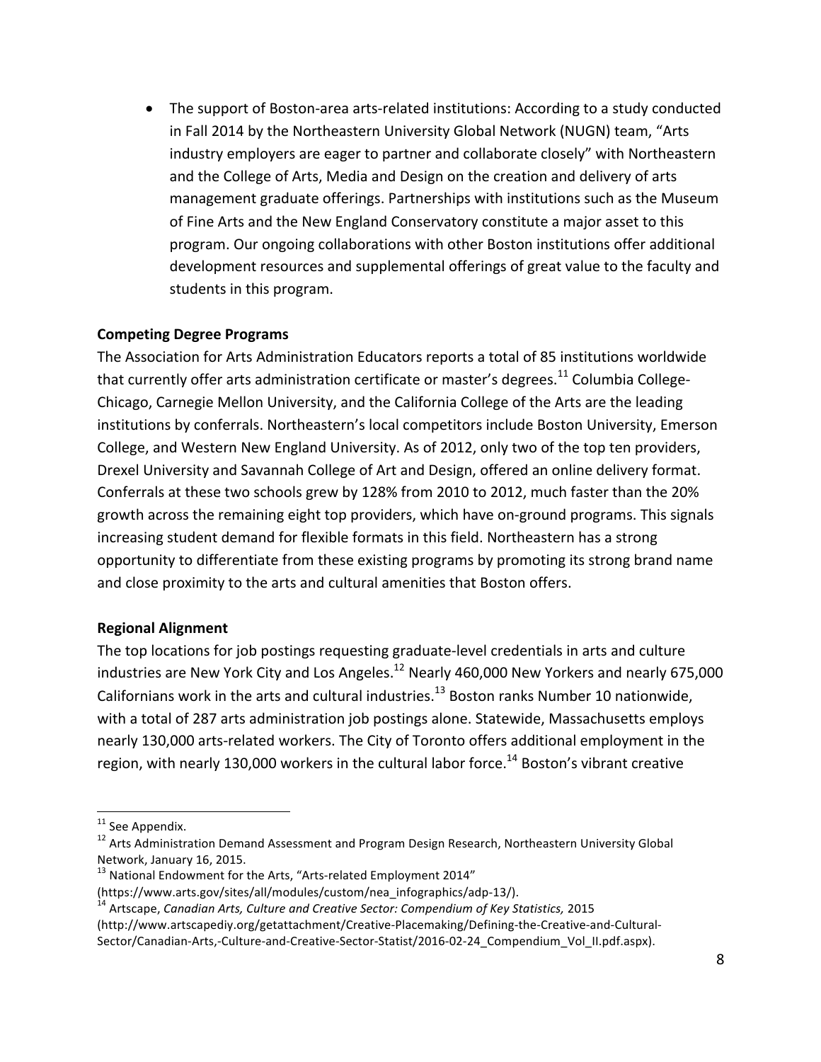- The support of Boston-area arts-related institutions: According to a study conducted in Fall 2014 by the Northeastern University Global Network (NUGN) team, "Arts industry employers are eager to partner and collaborate closely" with Northeastern and the College of Arts, Media and Design on the creation and delivery of arts management graduate offerings. Partnerships with institutions such as the Museum of Fine Arts and the New England Conservatory constitute a major asset to this program. Our ongoing collaborations with other Boston institutions offer additional development resources and supplemental offerings of great value to the faculty and students in this program.

**Competing Degree Programs**

The Association for Arts Administration Educators reports a total of 85 institutions worldwide that currently offer arts administration certificate or master's degrees.[11] Columbia College-Chicago, Carnegie Mellon University, and the California College of the Arts are the leading institutions by conferrals. Northeastern's local competitors include Boston University, Emerson College, and Western New England University. As of 2012, only two of the top ten providers, Drexel University and Savannah College of Art and Design, offered an online delivery format. Conferrals at these two schools grew by 128% from 2010 to 2012, much faster than the 20% growth across the remaining eight top providers, which have on-ground programs. This signals increasing student demand for flexible formats in this field. Northeastern has a strong opportunity to differentiate from these existing programs by promoting its strong brand name and close proximity to the arts and cultural amenities that Boston offers.

**Regional Alignment**

The top locations for job postings requesting graduate-level credentials in arts and culture industries are New York City and Los Angeles.[12] Nearly 460,000 New Yorkers and nearly 675,000 Californians work in the arts and cultural industries.[13] Boston ranks Number 10 nationwide, with a total of 287 arts administration job postings alone. Statewide, Massachusetts employs nearly 130,000 arts-related workers. The City of Toronto offers additional employment in the region, with nearly 130,000 workers in the cultural labor force.[14] Boston's vibrant creative

---

[11] See Appendix.

[12] Arts Administration Demand Assessment and Program Design Research, Northeastern University Global Network, January 16, 2015.

[13] National Endowment for the Arts, "Arts-related Employment 2014" (https://www.arts.gov/sites/all/modules/custom/nea_infographics/adp-13/).

[14] Artscape, *Canadian Arts, Culture and Creative Sector: Compendium of Key Statistics,* 2015 (http://www.artscapediy.org/getattachment/Creative-Placemaking/Defining-the-Creative-and-Cultural-Sector/Canadian-Arts,-Culture-and-Creative-Sector-Statist/2016-02-24_Compendium_Vol_II.pdf.aspx).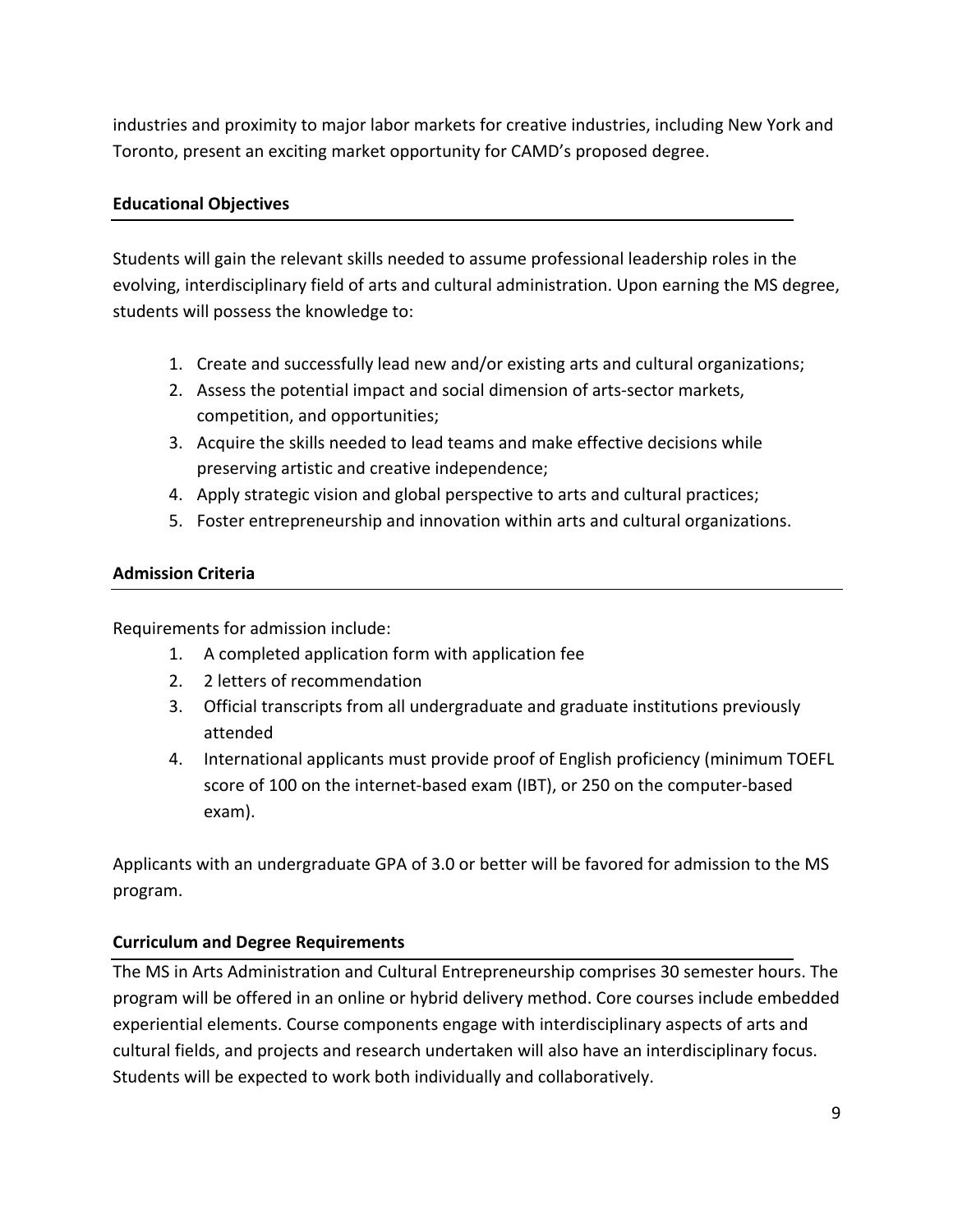industries and proximity to major labor markets for creative industries, including New York and Toronto, present an exciting market opportunity for CAMD's proposed degree.

### Educational Objectives

Students will gain the relevant skills needed to assume professional leadership roles in the evolving, interdisciplinary field of arts and cultural administration. Upon earning the MS degree, students will possess the knowledge to:

1. Create and successfully lead new and/or existing arts and cultural organizations;
2. Assess the potential impact and social dimension of arts-sector markets, competition, and opportunities;
3. Acquire the skills needed to lead teams and make effective decisions while preserving artistic and creative independence;
4. Apply strategic vision and global perspective to arts and cultural practices;
5. Foster entrepreneurship and innovation within arts and cultural organizations.

### Admission Criteria

Requirements for admission include:

1. A completed application form with application fee
2. 2 letters of recommendation
3. Official transcripts from all undergraduate and graduate institutions previously attended
4. International applicants must provide proof of English proficiency (minimum TOEFL score of 100 on the internet-based exam (IBT), or 250 on the computer-based exam).

Applicants with an undergraduate GPA of 3.0 or better will be favored for admission to the MS program.

### Curriculum and Degree Requirements

The MS in Arts Administration and Cultural Entrepreneurship comprises 30 semester hours. The program will be offered in an online or hybrid delivery method. Core courses include embedded experiential elements. Course components engage with interdisciplinary aspects of arts and cultural fields, and projects and research undertaken will also have an interdisciplinary focus. Students will be expected to work both individually and collaboratively.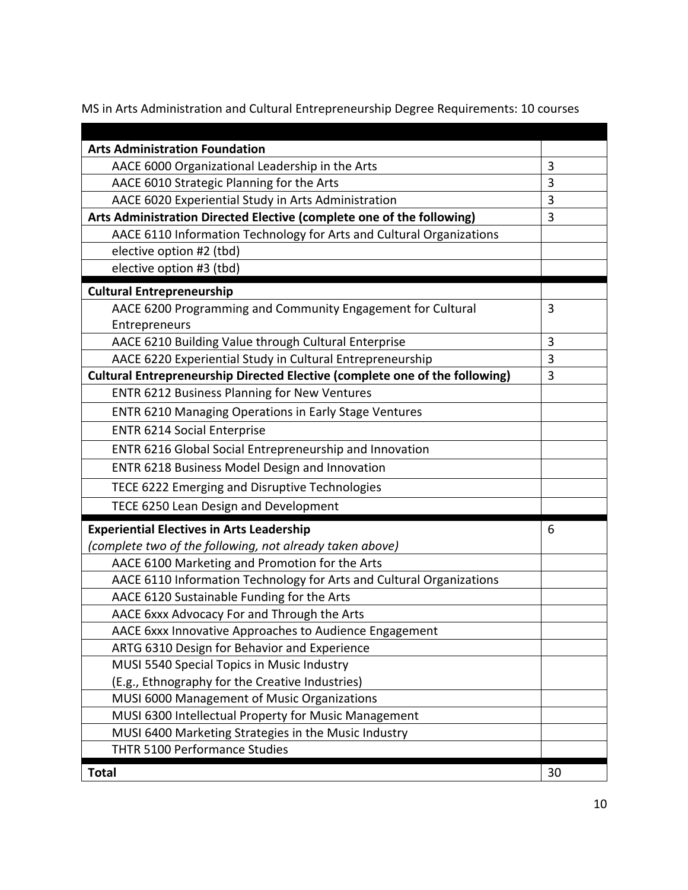MS in Arts Administration and Cultural Entrepreneurship Degree Requirements: 10 courses

| | |
|---|---|
| **Arts Administration Foundation** | |
| AACE 6000 Organizational Leadership in the Arts | 3 |
| AACE 6010 Strategic Planning for the Arts | 3 |
| AACE 6020 Experiential Study in Arts Administration | 3 |
| **Arts Administration Directed Elective (complete one of the following)** | 3 |
| AACE 6110 Information Technology for Arts and Cultural Organizations | |
| elective option #2 (tbd) | |
| elective option #3 (tbd) | |
| **Cultural Entrepreneurship** | |
| AACE 6200 Programming and Community Engagement for Cultural Entrepreneurs | 3 |
| AACE 6210 Building Value through Cultural Enterprise | 3 |
| AACE 6220 Experiential Study in Cultural Entrepreneurship | 3 |
| **Cultural Entrepreneurship Directed Elective (complete one of the following)** | 3 |
| ENTR 6212 Business Planning for New Ventures | |
| ENTR 6210 Managing Operations in Early Stage Ventures | |
| ENTR 6214 Social Enterprise | |
| ENTR 6216 Global Social Entrepreneurship and Innovation | |
| ENTR 6218 Business Model Design and Innovation | |
| TECE 6222 Emerging and Disruptive Technologies | |
| TECE 6250 Lean Design and Development | |
| **Experiential Electives in Arts Leadership** *(complete two of the following, not already taken above)* | 6 |
| AACE 6100 Marketing and Promotion for the Arts | |
| AACE 6110 Information Technology for Arts and Cultural Organizations | |
| AACE 6120 Sustainable Funding for the Arts | |
| AACE 6xxx Advocacy For and Through the Arts | |
| AACE 6xxx Innovative Approaches to Audience Engagement | |
| ARTG 6310 Design for Behavior and Experience | |
| MUSI 5540 Special Topics in Music Industry (E.g., Ethnography for the Creative Industries) | |
| MUSI 6000 Management of Music Organizations | |
| MUSI 6300 Intellectual Property for Music Management | |
| MUSI 6400 Marketing Strategies in the Music Industry | |
| THTR 5100 Performance Studies | |
| **Total** | 30 |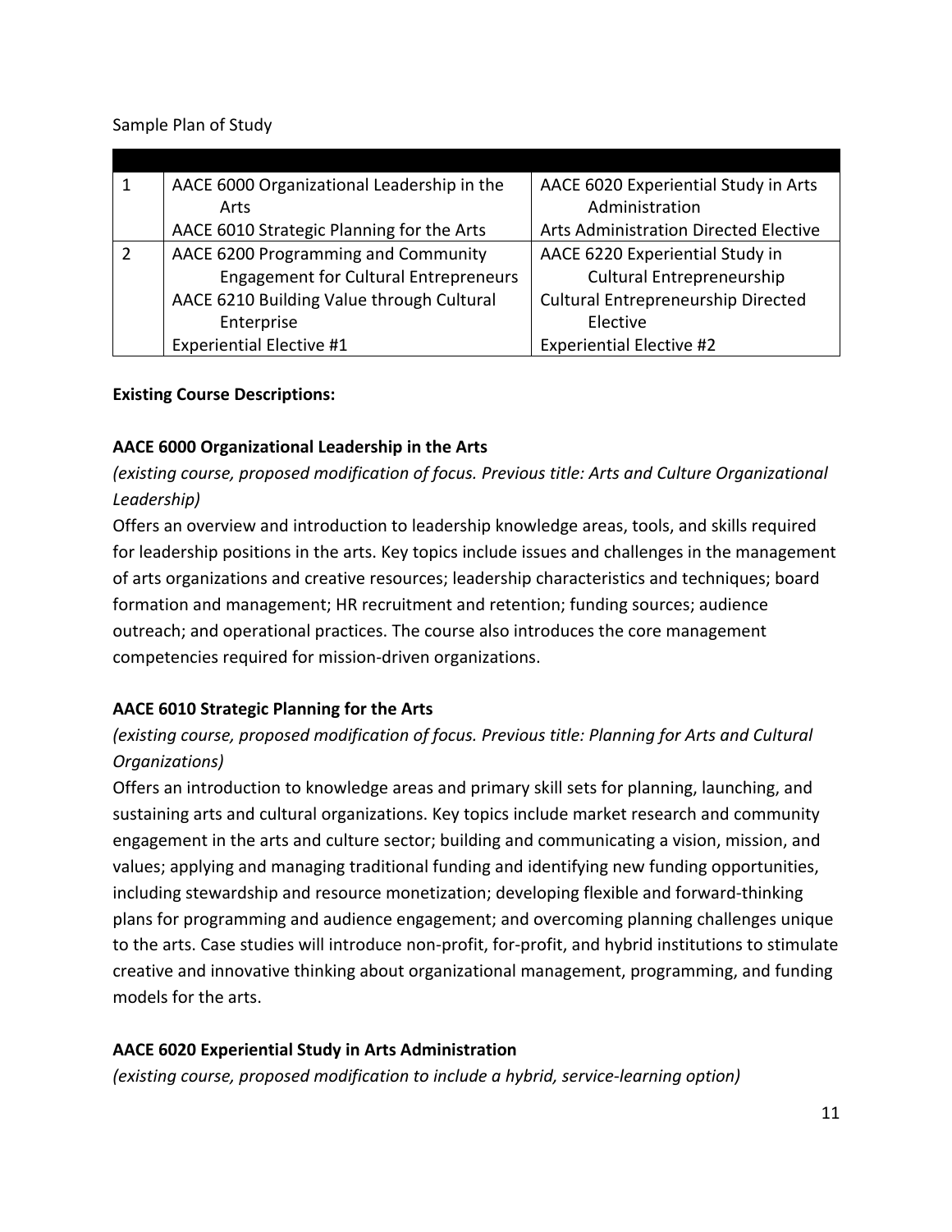Sample Plan of Study

| | | |
|---|---|---|
| 1 | AACE 6000 Organizational Leadership in the Arts<br>AACE 6010 Strategic Planning for the Arts | AACE 6020 Experiential Study in Arts Administration<br>Arts Administration Directed Elective |
| 2 | AACE 6200 Programming and Community Engagement for Cultural Entrepreneurs<br>AACE 6210 Building Value through Cultural Enterprise<br>Experiential Elective #1 | AACE 6220 Experiential Study in Cultural Entrepreneurship<br>Cultural Entrepreneurship Directed Elective<br>Experiential Elective #2 |

**Existing Course Descriptions:**

**AACE 6000 Organizational Leadership in the Arts**

*(existing course, proposed modification of focus. Previous title: Arts and Culture Organizational Leadership)*

Offers an overview and introduction to leadership knowledge areas, tools, and skills required for leadership positions in the arts. Key topics include issues and challenges in the management of arts organizations and creative resources; leadership characteristics and techniques; board formation and management; HR recruitment and retention; funding sources; audience outreach; and operational practices. The course also introduces the core management competencies required for mission-driven organizations.

**AACE 6010 Strategic Planning for the Arts**

*(existing course, proposed modification of focus. Previous title: Planning for Arts and Cultural Organizations)*

Offers an introduction to knowledge areas and primary skill sets for planning, launching, and sustaining arts and cultural organizations. Key topics include market research and community engagement in the arts and culture sector; building and communicating a vision, mission, and values; applying and managing traditional funding and identifying new funding opportunities, including stewardship and resource monetization; developing flexible and forward-thinking plans for programming and audience engagement; and overcoming planning challenges unique to the arts. Case studies will introduce non-profit, for-profit, and hybrid institutions to stimulate creative and innovative thinking about organizational management, programming, and funding models for the arts.

**AACE 6020 Experiential Study in Arts Administration**

*(existing course, proposed modification to include a hybrid, service-learning option)*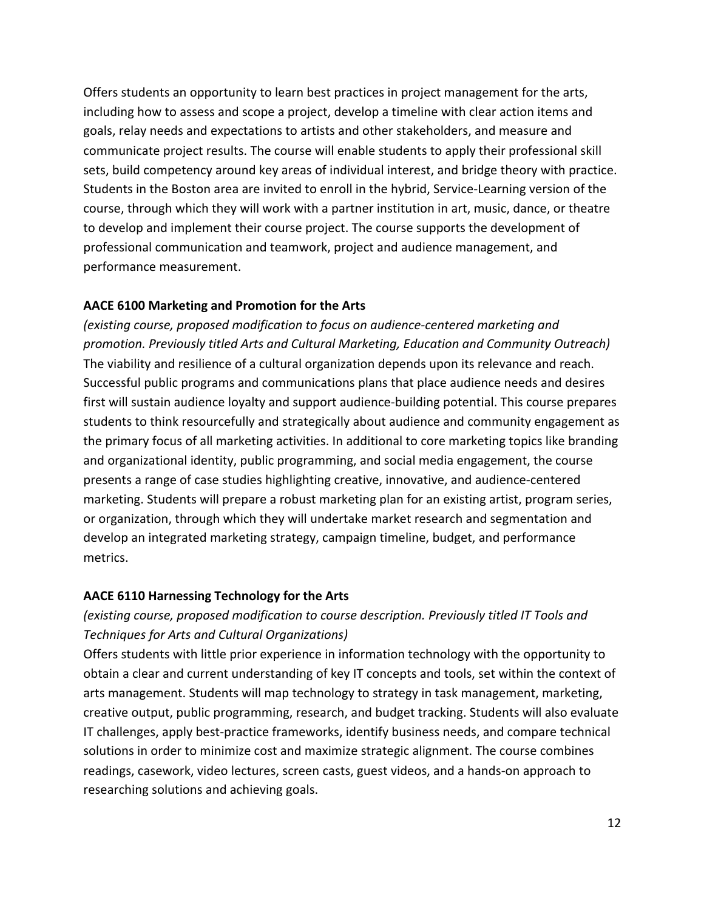Offers students an opportunity to learn best practices in project management for the arts, including how to assess and scope a project, develop a timeline with clear action items and goals, relay needs and expectations to artists and other stakeholders, and measure and communicate project results. The course will enable students to apply their professional skill sets, build competency around key areas of individual interest, and bridge theory with practice. Students in the Boston area are invited to enroll in the hybrid, Service-Learning version of the course, through which they will work with a partner institution in art, music, dance, or theatre to develop and implement their course project. The course supports the development of professional communication and teamwork, project and audience management, and performance measurement.

**AACE 6100 Marketing and Promotion for the Arts**

*(existing course, proposed modification to focus on audience-centered marketing and promotion. Previously titled Arts and Cultural Marketing, Education and Community Outreach)*

The viability and resilience of a cultural organization depends upon its relevance and reach. Successful public programs and communications plans that place audience needs and desires first will sustain audience loyalty and support audience-building potential. This course prepares students to think resourcefully and strategically about audience and community engagement as the primary focus of all marketing activities. In additional to core marketing topics like branding and organizational identity, public programming, and social media engagement, the course presents a range of case studies highlighting creative, innovative, and audience-centered marketing. Students will prepare a robust marketing plan for an existing artist, program series, or organization, through which they will undertake market research and segmentation and develop an integrated marketing strategy, campaign timeline, budget, and performance metrics.

**AACE 6110 Harnessing Technology for the Arts**

*(existing course, proposed modification to course description. Previously titled IT Tools and Techniques for Arts and Cultural Organizations)*

Offers students with little prior experience in information technology with the opportunity to obtain a clear and current understanding of key IT concepts and tools, set within the context of arts management. Students will map technology to strategy in task management, marketing, creative output, public programming, research, and budget tracking. Students will also evaluate IT challenges, apply best-practice frameworks, identify business needs, and compare technical solutions in order to minimize cost and maximize strategic alignment. The course combines readings, casework, video lectures, screen casts, guest videos, and a hands-on approach to researching solutions and achieving goals.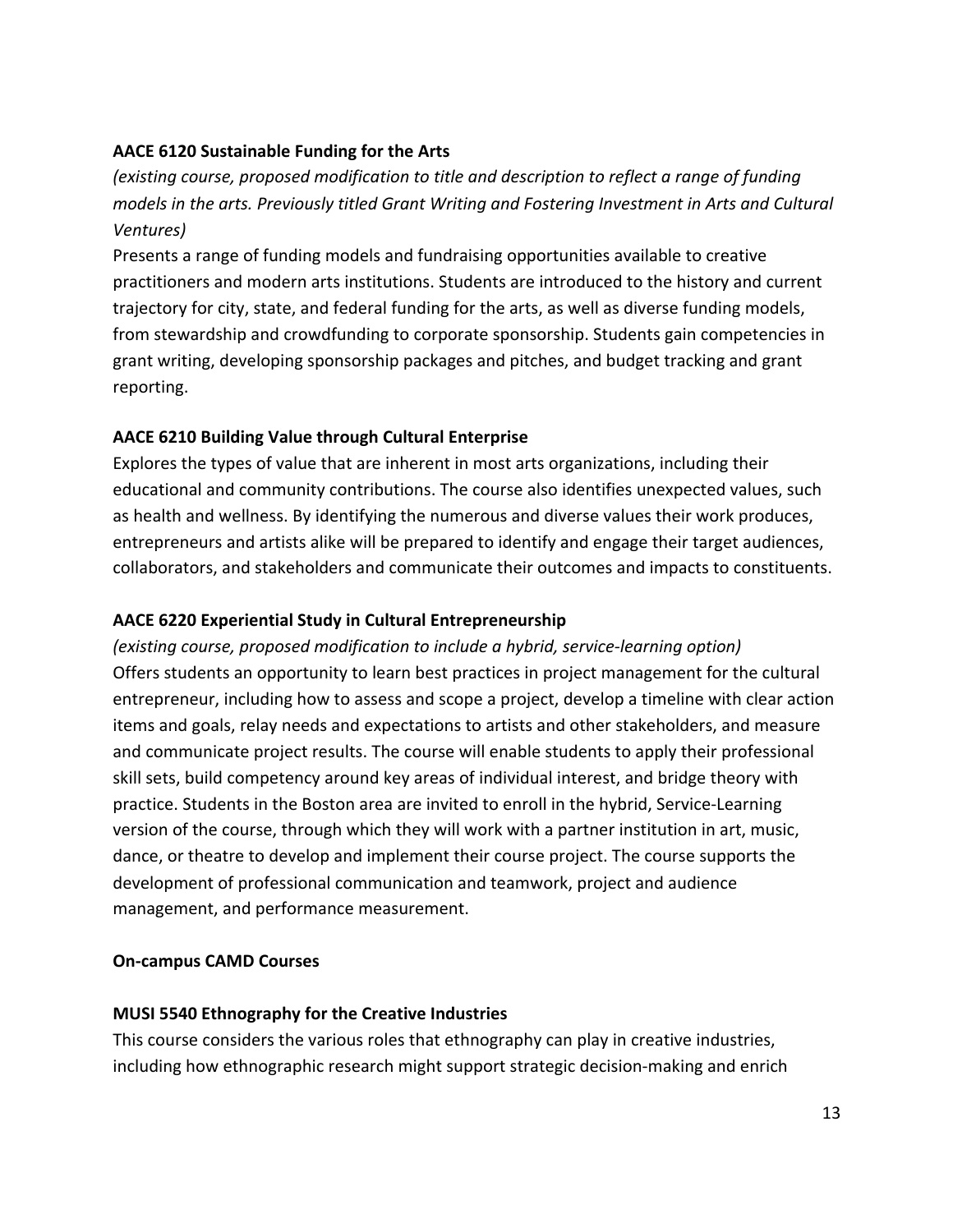**AACE 6120 Sustainable Funding for the Arts**

*(existing course, proposed modification to title and description to reflect a range of funding models in the arts. Previously titled Grant Writing and Fostering Investment in Arts and Cultural Ventures)*

Presents a range of funding models and fundraising opportunities available to creative practitioners and modern arts institutions. Students are introduced to the history and current trajectory for city, state, and federal funding for the arts, as well as diverse funding models, from stewardship and crowdfunding to corporate sponsorship. Students gain competencies in grant writing, developing sponsorship packages and pitches, and budget tracking and grant reporting.

**AACE 6210 Building Value through Cultural Enterprise**

Explores the types of value that are inherent in most arts organizations, including their educational and community contributions. The course also identifies unexpected values, such as health and wellness. By identifying the numerous and diverse values their work produces, entrepreneurs and artists alike will be prepared to identify and engage their target audiences, collaborators, and stakeholders and communicate their outcomes and impacts to constituents.

**AACE 6220 Experiential Study in Cultural Entrepreneurship**

*(existing course, proposed modification to include a hybrid, service-learning option)*

Offers students an opportunity to learn best practices in project management for the cultural entrepreneur, including how to assess and scope a project, develop a timeline with clear action items and goals, relay needs and expectations to artists and other stakeholders, and measure and communicate project results. The course will enable students to apply their professional skill sets, build competency around key areas of individual interest, and bridge theory with practice. Students in the Boston area are invited to enroll in the hybrid, Service-Learning version of the course, through which they will work with a partner institution in art, music, dance, or theatre to develop and implement their course project. The course supports the development of professional communication and teamwork, project and audience management, and performance measurement.

**On-campus CAMD Courses**

**MUSI 5540 Ethnography for the Creative Industries**

This course considers the various roles that ethnography can play in creative industries, including how ethnographic research might support strategic decision-making and enrich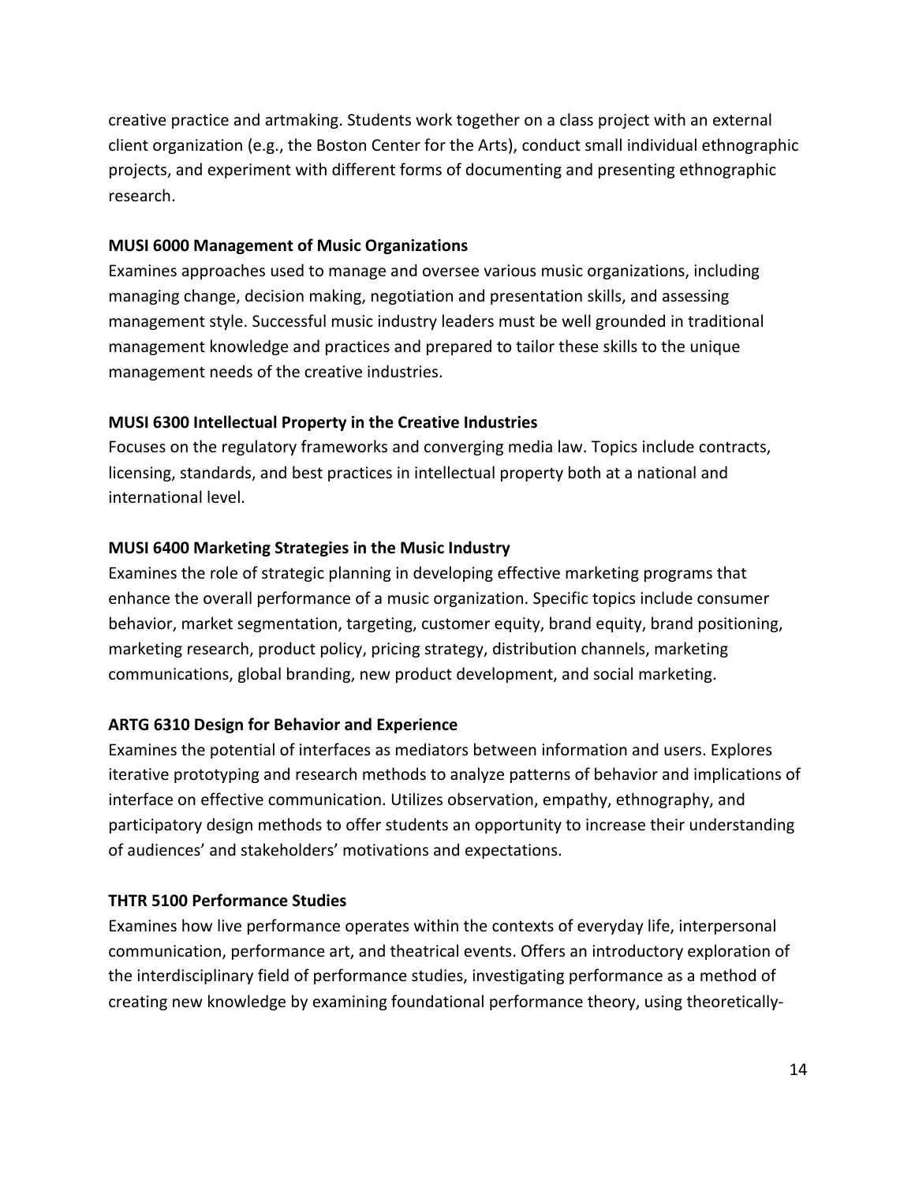creative practice and artmaking. Students work together on a class project with an external client organization (e.g., the Boston Center for the Arts), conduct small individual ethnographic projects, and experiment with different forms of documenting and presenting ethnographic research.

**MUSI 6000 Management of Music Organizations**
Examines approaches used to manage and oversee various music organizations, including managing change, decision making, negotiation and presentation skills, and assessing management style. Successful music industry leaders must be well grounded in traditional management knowledge and practices and prepared to tailor these skills to the unique management needs of the creative industries.

**MUSI 6300 Intellectual Property in the Creative Industries**
Focuses on the regulatory frameworks and converging media law. Topics include contracts, licensing, standards, and best practices in intellectual property both at a national and international level.

**MUSI 6400 Marketing Strategies in the Music Industry**
Examines the role of strategic planning in developing effective marketing programs that enhance the overall performance of a music organization. Specific topics include consumer behavior, market segmentation, targeting, customer equity, brand equity, brand positioning, marketing research, product policy, pricing strategy, distribution channels, marketing communications, global branding, new product development, and social marketing.

**ARTG 6310 Design for Behavior and Experience**
Examines the potential of interfaces as mediators between information and users. Explores iterative prototyping and research methods to analyze patterns of behavior and implications of interface on effective communication. Utilizes observation, empathy, ethnography, and participatory design methods to offer students an opportunity to increase their understanding of audiences' and stakeholders' motivations and expectations.

**THTR 5100 Performance Studies**
Examines how live performance operates within the contexts of everyday life, interpersonal communication, performance art, and theatrical events. Offers an introductory exploration of the interdisciplinary field of performance studies, investigating performance as a method of creating new knowledge by examining foundational performance theory, using theoretically-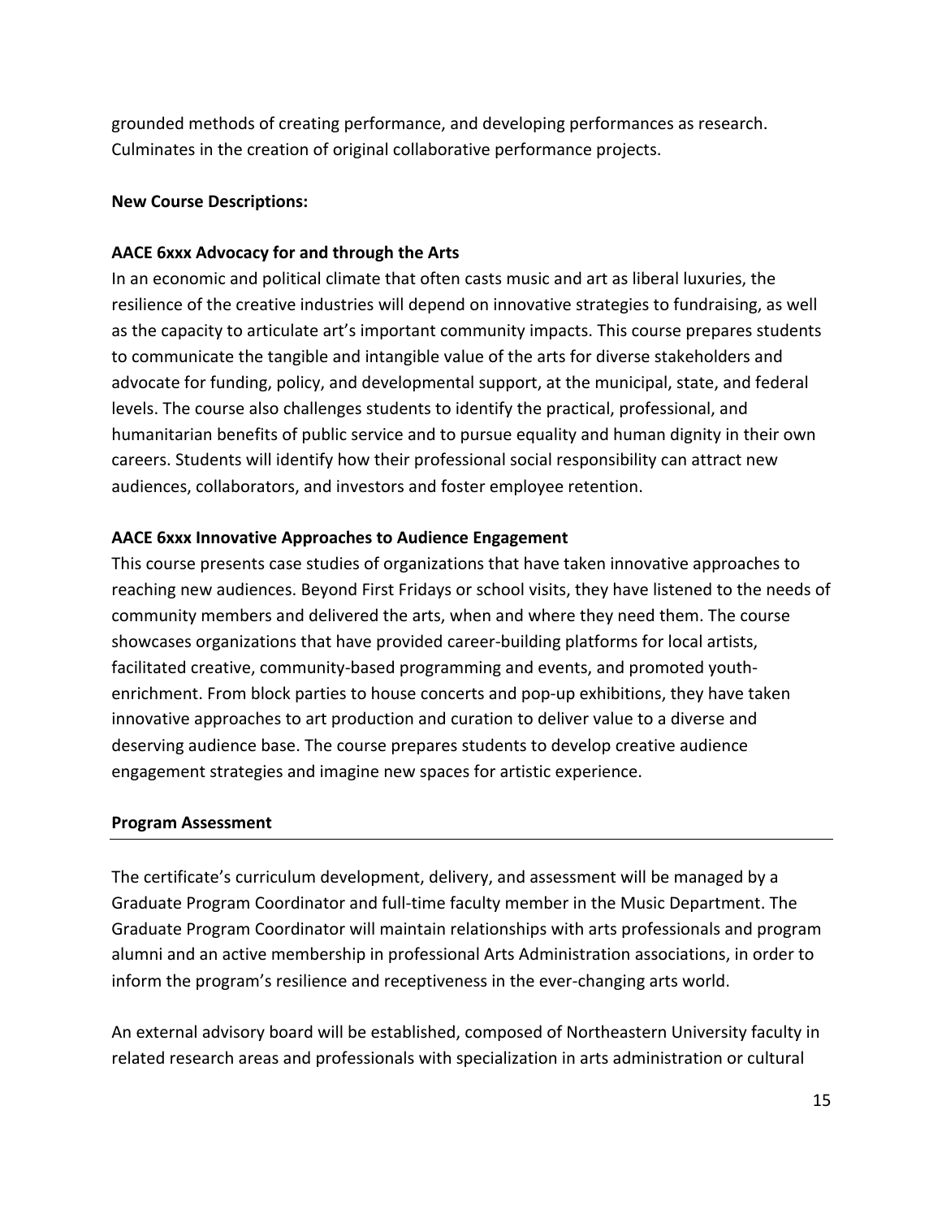grounded methods of creating performance, and developing performances as research. Culminates in the creation of original collaborative performance projects.

**New Course Descriptions:**

**AACE 6xxx Advocacy for and through the Arts**

In an economic and political climate that often casts music and art as liberal luxuries, the resilience of the creative industries will depend on innovative strategies to fundraising, as well as the capacity to articulate art's important community impacts. This course prepares students to communicate the tangible and intangible value of the arts for diverse stakeholders and advocate for funding, policy, and developmental support, at the municipal, state, and federal levels. The course also challenges students to identify the practical, professional, and humanitarian benefits of public service and to pursue equality and human dignity in their own careers. Students will identify how their professional social responsibility can attract new audiences, collaborators, and investors and foster employee retention.

**AACE 6xxx Innovative Approaches to Audience Engagement**

This course presents case studies of organizations that have taken innovative approaches to reaching new audiences. Beyond First Fridays or school visits, they have listened to the needs of community members and delivered the arts, when and where they need them. The course showcases organizations that have provided career-building platforms for local artists, facilitated creative, community-based programming and events, and promoted youth-enrichment. From block parties to house concerts and pop-up exhibitions, they have taken innovative approaches to art production and curation to deliver value to a diverse and deserving audience base. The course prepares students to develop creative audience engagement strategies and imagine new spaces for artistic experience.

## Program Assessment

The certificate's curriculum development, delivery, and assessment will be managed by a Graduate Program Coordinator and full-time faculty member in the Music Department. The Graduate Program Coordinator will maintain relationships with arts professionals and program alumni and an active membership in professional Arts Administration associations, in order to inform the program's resilience and receptiveness in the ever-changing arts world.

An external advisory board will be established, composed of Northeastern University faculty in related research areas and professionals with specialization in arts administration or cultural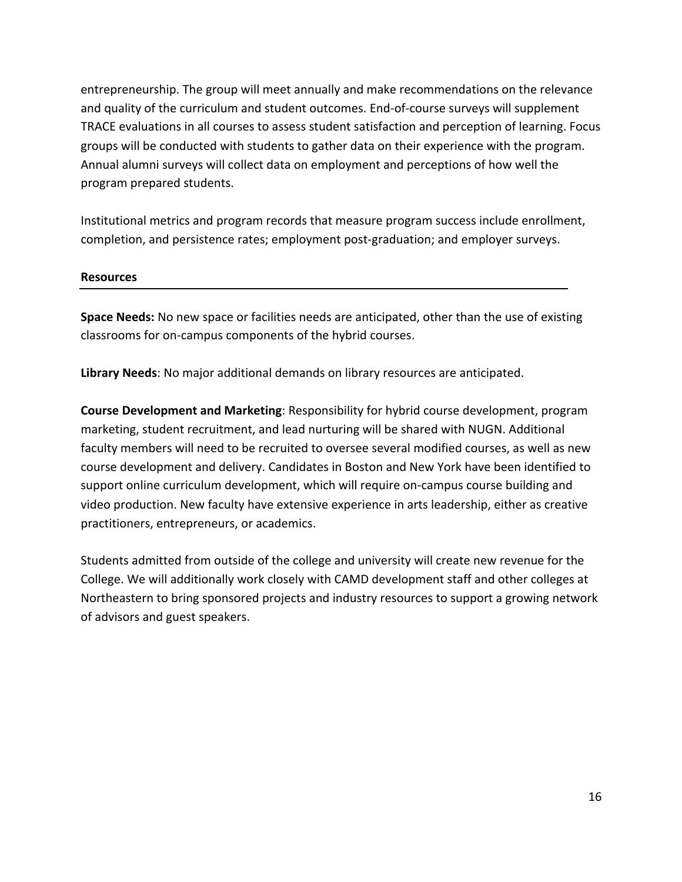entrepreneurship. The group will meet annually and make recommendations on the relevance and quality of the curriculum and student outcomes. End-of-course surveys will supplement TRACE evaluations in all courses to assess student satisfaction and perception of learning. Focus groups will be conducted with students to gather data on their experience with the program. Annual alumni surveys will collect data on employment and perceptions of how well the program prepared students.

Institutional metrics and program records that measure program success include enrollment, completion, and persistence rates; employment post-graduation; and employer surveys.

## Resources

**Space Needs:** No new space or facilities needs are anticipated, other than the use of existing classrooms for on-campus components of the hybrid courses.

**Library Needs**: No major additional demands on library resources are anticipated.

**Course Development and Marketing**: Responsibility for hybrid course development, program marketing, student recruitment, and lead nurturing will be shared with NUGN. Additional faculty members will need to be recruited to oversee several modified courses, as well as new course development and delivery. Candidates in Boston and New York have been identified to support online curriculum development, which will require on-campus course building and video production. New faculty have extensive experience in arts leadership, either as creative practitioners, entrepreneurs, or academics.

Students admitted from outside of the college and university will create new revenue for the College. We will additionally work closely with CAMD development staff and other colleges at Northeastern to bring sponsored projects and industry resources to support a growing network of advisors and guest speakers.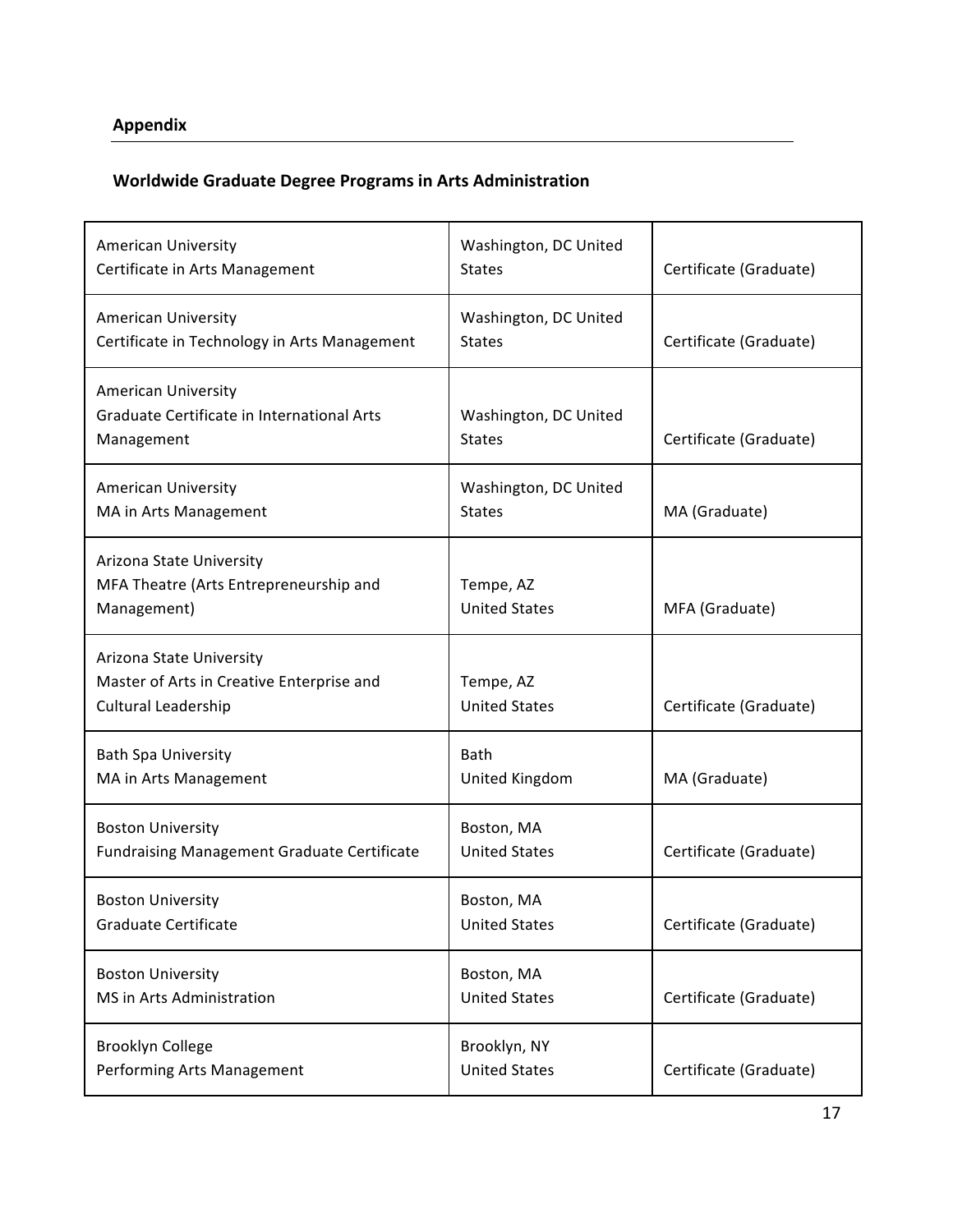## Appendix

### Worldwide Graduate Degree Programs in Arts Administration

| | | |
|---|---|---|
| American University<br>Certificate in Arts Management | Washington, DC United States | Certificate (Graduate) |
| American University<br>Certificate in Technology in Arts Management | Washington, DC United States | Certificate (Graduate) |
| American University<br>Graduate Certificate in International Arts Management | Washington, DC United States | Certificate (Graduate) |
| American University<br>MA in Arts Management | Washington, DC United States | MA (Graduate) |
| Arizona State University<br>MFA Theatre (Arts Entrepreneurship and Management) | Tempe, AZ<br>United States | MFA (Graduate) |
| Arizona State University<br>Master of Arts in Creative Enterprise and Cultural Leadership | Tempe, AZ<br>United States | Certificate (Graduate) |
| Bath Spa University<br>MA in Arts Management | Bath<br>United Kingdom | MA (Graduate) |
| Boston University<br>Fundraising Management Graduate Certificate | Boston, MA<br>United States | Certificate (Graduate) |
| Boston University<br>Graduate Certificate | Boston, MA<br>United States | Certificate (Graduate) |
| Boston University<br>MS in Arts Administration | Boston, MA<br>United States | Certificate (Graduate) |
| Brooklyn College<br>Performing Arts Management | Brooklyn, NY<br>United States | Certificate (Graduate) |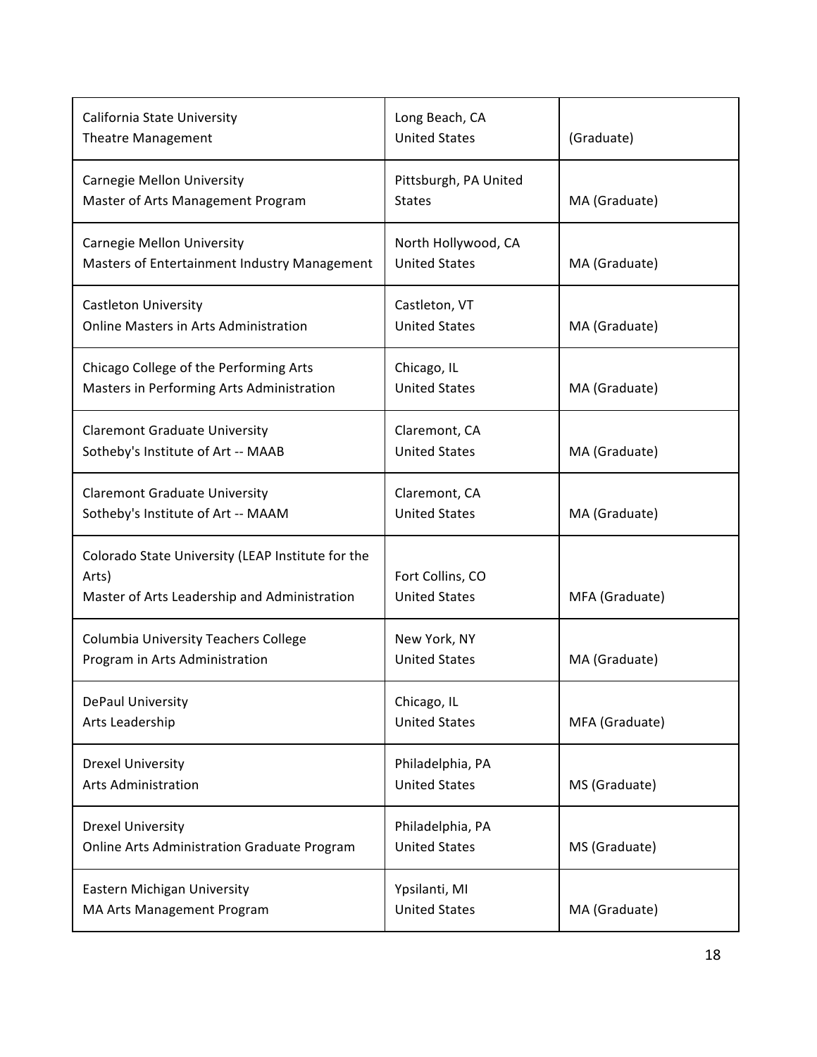| | | |
|---|---|---|
| California State University<br>Theatre Management | Long Beach, CA<br>United States | (Graduate) |
| Carnegie Mellon University<br>Master of Arts Management Program | Pittsburgh, PA United States | MA (Graduate) |
| Carnegie Mellon University<br>Masters of Entertainment Industry Management | North Hollywood, CA<br>United States | MA (Graduate) |
| Castleton University<br>Online Masters in Arts Administration | Castleton, VT<br>United States | MA (Graduate) |
| Chicago College of the Performing Arts<br>Masters in Performing Arts Administration | Chicago, IL<br>United States | MA (Graduate) |
| Claremont Graduate University<br>Sotheby's Institute of Art -- MAAB | Claremont, CA<br>United States | MA (Graduate) |
| Claremont Graduate University<br>Sotheby's Institute of Art -- MAAM | Claremont, CA<br>United States | MA (Graduate) |
| Colorado State University (LEAP Institute for the Arts)<br>Master of Arts Leadership and Administration | Fort Collins, CO<br>United States | MFA (Graduate) |
| Columbia University Teachers College<br>Program in Arts Administration | New York, NY<br>United States | MA (Graduate) |
| DePaul University<br>Arts Leadership | Chicago, IL<br>United States | MFA (Graduate) |
| Drexel University<br>Arts Administration | Philadelphia, PA<br>United States | MS (Graduate) |
| Drexel University<br>Online Arts Administration Graduate Program | Philadelphia, PA<br>United States | MS (Graduate) |
| Eastern Michigan University<br>MA Arts Management Program | Ypsilanti, MI<br>United States | MA (Graduate) |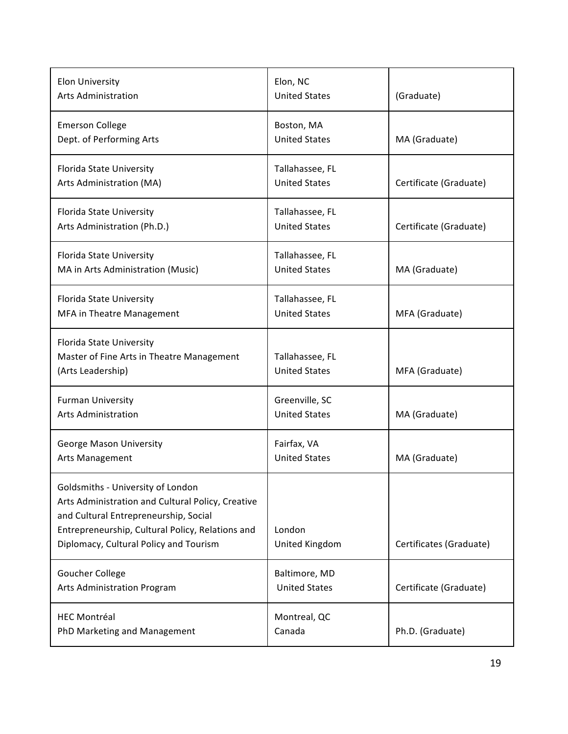| | | |
|---|---|---|
| Elon University<br>Arts Administration | Elon, NC<br>United States | (Graduate) |
| Emerson College<br>Dept. of Performing Arts | Boston, MA<br>United States | MA (Graduate) |
| Florida State University<br>Arts Administration (MA) | Tallahassee, FL<br>United States | Certificate (Graduate) |
| Florida State University<br>Arts Administration (Ph.D.) | Tallahassee, FL<br>United States | Certificate (Graduate) |
| Florida State University<br>MA in Arts Administration (Music) | Tallahassee, FL<br>United States | MA (Graduate) |
| Florida State University<br>MFA in Theatre Management | Tallahassee, FL<br>United States | MFA (Graduate) |
| Florida State University<br>Master of Fine Arts in Theatre Management (Arts Leadership) | Tallahassee, FL<br>United States | MFA (Graduate) |
| Furman University<br>Arts Administration | Greenville, SC<br>United States | MA (Graduate) |
| George Mason University<br>Arts Management | Fairfax, VA<br>United States | MA (Graduate) |
| Goldsmiths - University of London<br>Arts Administration and Cultural Policy, Creative and Cultural Entrepreneurship, Social Entrepreneurship, Cultural Policy, Relations and Diplomacy, Cultural Policy and Tourism | London<br>United Kingdom | Certificates (Graduate) |
| Goucher College<br>Arts Administration Program | Baltimore, MD<br>United States | Certificate (Graduate) |
| HEC Montréal<br>PhD Marketing and Management | Montreal, QC<br>Canada | Ph.D. (Graduate) |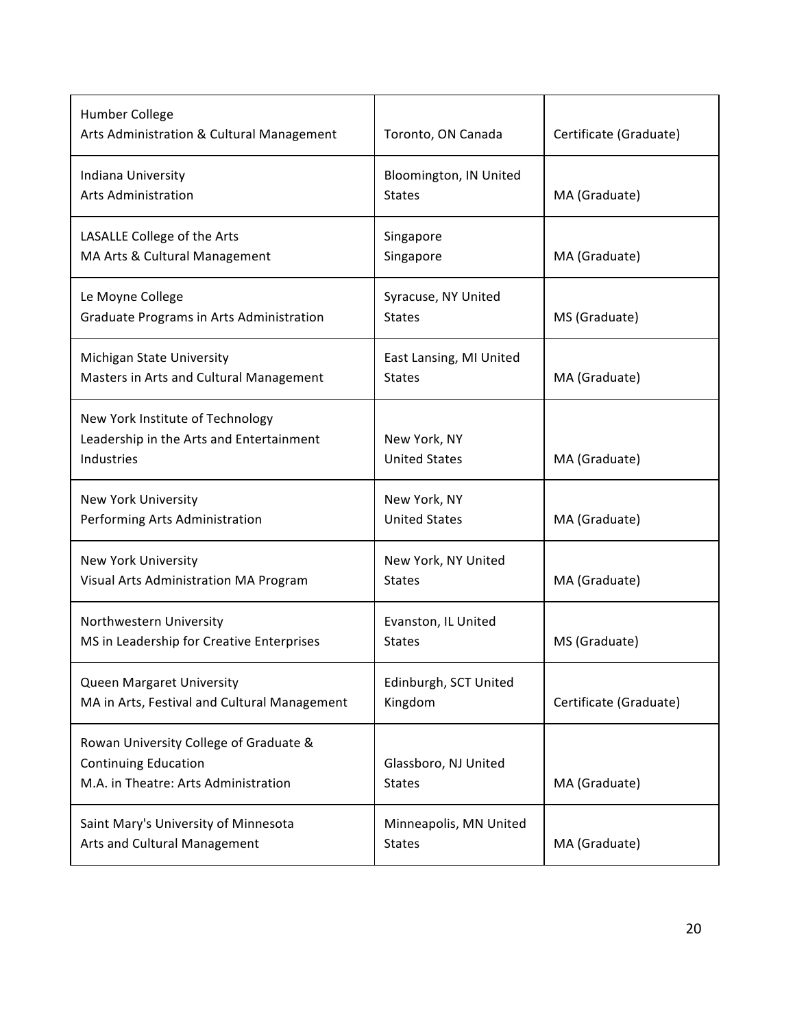| | | |
|---|---|---|
| Humber College<br>Arts Administration & Cultural Management | Toronto, ON Canada | Certificate (Graduate) |
| Indiana University<br>Arts Administration | Bloomington, IN United States | MA (Graduate) |
| LASALLE College of the Arts<br>MA Arts & Cultural Management | Singapore<br>Singapore | MA (Graduate) |
| Le Moyne College<br>Graduate Programs in Arts Administration | Syracuse, NY United States | MS (Graduate) |
| Michigan State University<br>Masters in Arts and Cultural Management | East Lansing, MI United States | MA (Graduate) |
| New York Institute of Technology<br>Leadership in the Arts and Entertainment Industries | New York, NY<br>United States | MA (Graduate) |
| New York University<br>Performing Arts Administration | New York, NY<br>United States | MA (Graduate) |
| New York University<br>Visual Arts Administration MA Program | New York, NY United States | MA (Graduate) |
| Northwestern University<br>MS in Leadership for Creative Enterprises | Evanston, IL United States | MS (Graduate) |
| Queen Margaret University<br>MA in Arts, Festival and Cultural Management | Edinburgh, SCT United Kingdom | Certificate (Graduate) |
| Rowan University College of Graduate & Continuing Education<br>M.A. in Theatre: Arts Administration | Glassboro, NJ United States | MA (Graduate) |
| Saint Mary's University of Minnesota<br>Arts and Cultural Management | Minneapolis, MN United States | MA (Graduate) |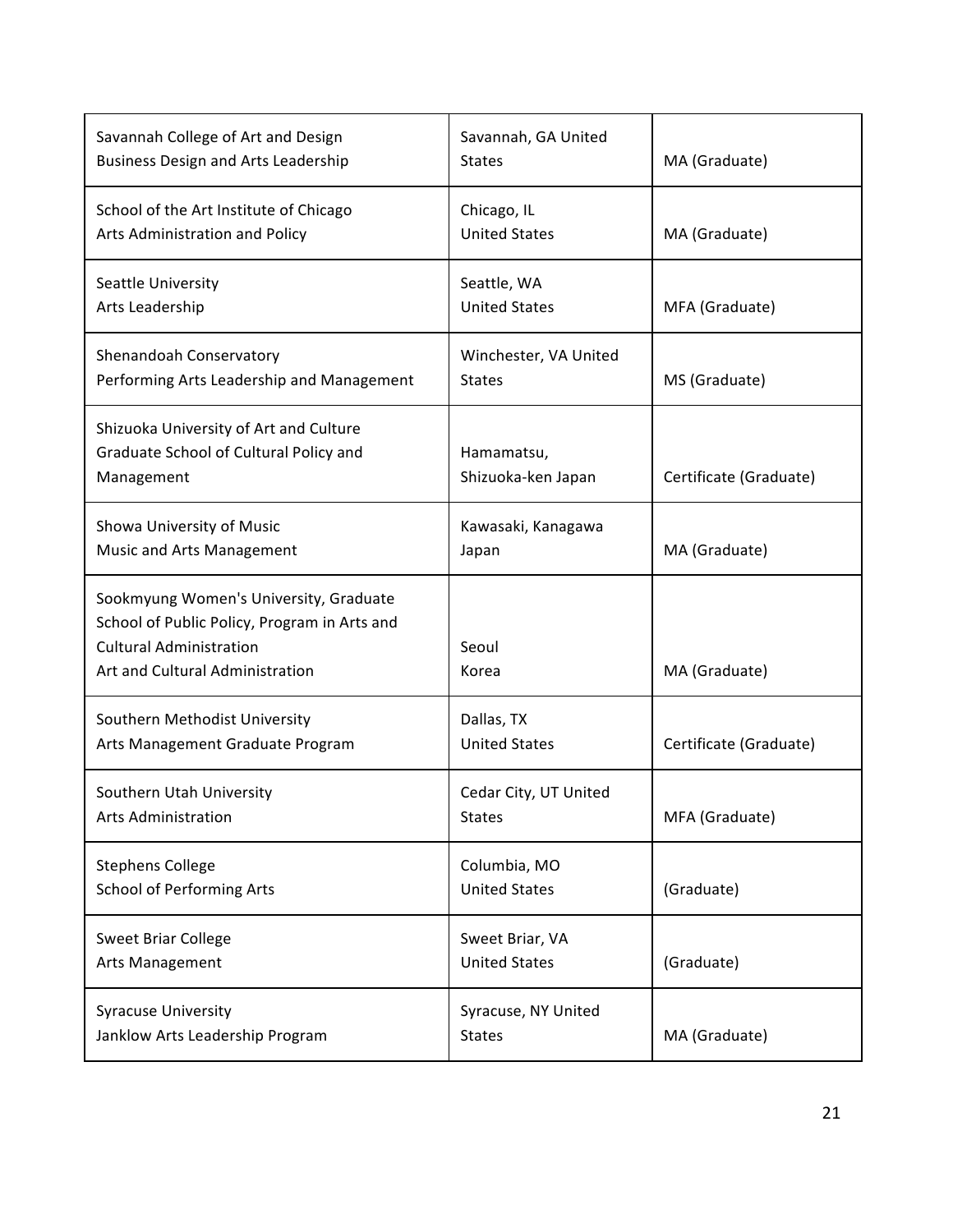| | | |
|---|---|---|
| Savannah College of Art and Design<br>Business Design and Arts Leadership | Savannah, GA United States | MA (Graduate) |
| School of the Art Institute of Chicago<br>Arts Administration and Policy | Chicago, IL<br>United States | MA (Graduate) |
| Seattle University<br>Arts Leadership | Seattle, WA<br>United States | MFA (Graduate) |
| Shenandoah Conservatory<br>Performing Arts Leadership and Management | Winchester, VA United States | MS (Graduate) |
| Shizuoka University of Art and Culture<br>Graduate School of Cultural Policy and Management | Hamamatsu,<br>Shizuoka-ken Japan | Certificate (Graduate) |
| Showa University of Music<br>Music and Arts Management | Kawasaki, Kanagawa<br>Japan | MA (Graduate) |
| Sookmyung Women's University, Graduate School of Public Policy, Program in Arts and Cultural Administration<br>Art and Cultural Administration | Seoul<br>Korea | MA (Graduate) |
| Southern Methodist University<br>Arts Management Graduate Program | Dallas, TX<br>United States | Certificate (Graduate) |
| Southern Utah University<br>Arts Administration | Cedar City, UT United States | MFA (Graduate) |
| Stephens College<br>School of Performing Arts | Columbia, MO<br>United States | (Graduate) |
| Sweet Briar College<br>Arts Management | Sweet Briar, VA<br>United States | (Graduate) |
| Syracuse University<br>Janklow Arts Leadership Program | Syracuse, NY United States | MA (Graduate) |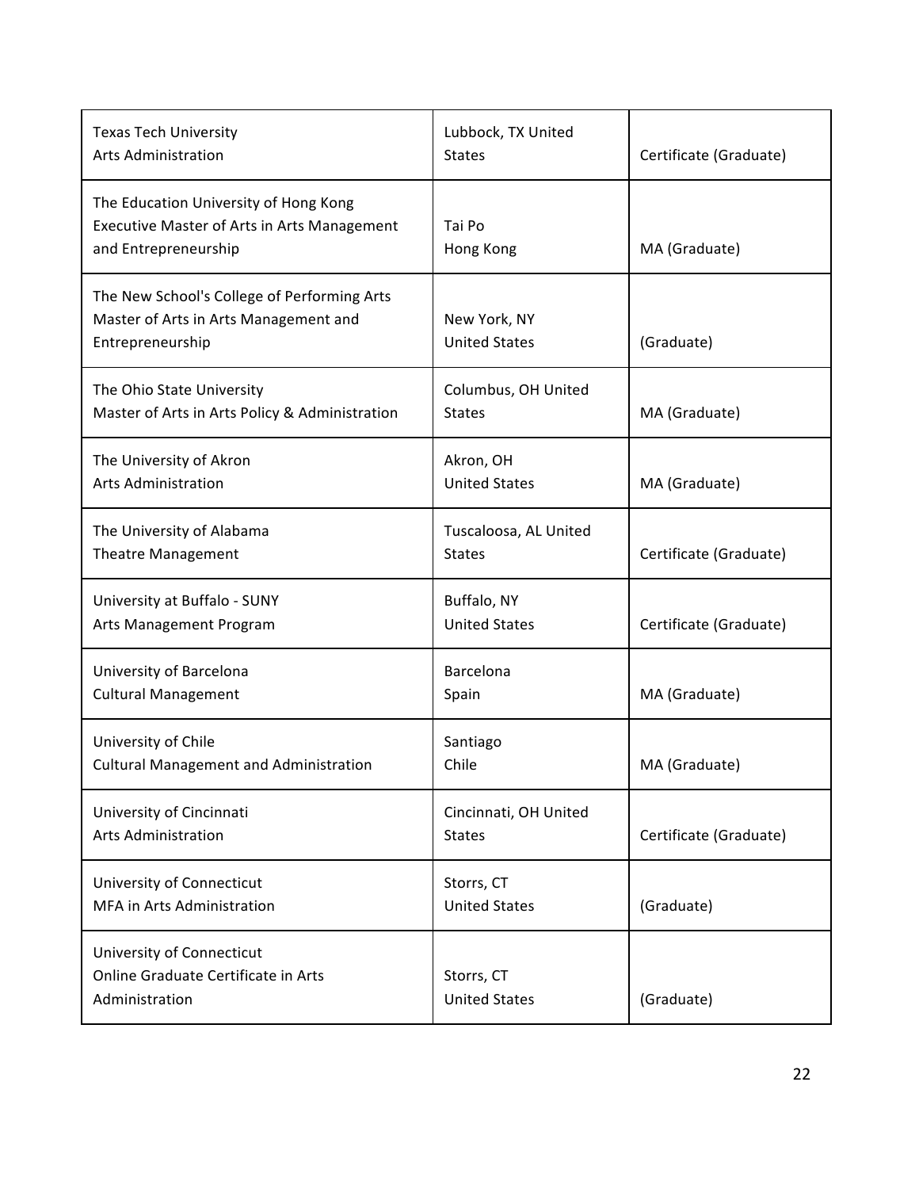| | | |
|---|---|---|
| Texas Tech University<br>Arts Administration | Lubbock, TX United States | Certificate (Graduate) |
| The Education University of Hong Kong<br>Executive Master of Arts in Arts Management and Entrepreneurship | Tai Po<br>Hong Kong | MA (Graduate) |
| The New School's College of Performing Arts<br>Master of Arts in Arts Management and Entrepreneurship | New York, NY<br>United States | (Graduate) |
| The Ohio State University<br>Master of Arts in Arts Policy & Administration | Columbus, OH United States | MA (Graduate) |
| The University of Akron<br>Arts Administration | Akron, OH<br>United States | MA (Graduate) |
| The University of Alabama<br>Theatre Management | Tuscaloosa, AL United States | Certificate (Graduate) |
| University at Buffalo - SUNY<br>Arts Management Program | Buffalo, NY<br>United States | Certificate (Graduate) |
| University of Barcelona<br>Cultural Management | Barcelona<br>Spain | MA (Graduate) |
| University of Chile<br>Cultural Management and Administration | Santiago<br>Chile | MA (Graduate) |
| University of Cincinnati<br>Arts Administration | Cincinnati, OH United States | Certificate (Graduate) |
| University of Connecticut<br>MFA in Arts Administration | Storrs, CT<br>United States | (Graduate) |
| University of Connecticut<br>Online Graduate Certificate in Arts Administration | Storrs, CT<br>United States | (Graduate) |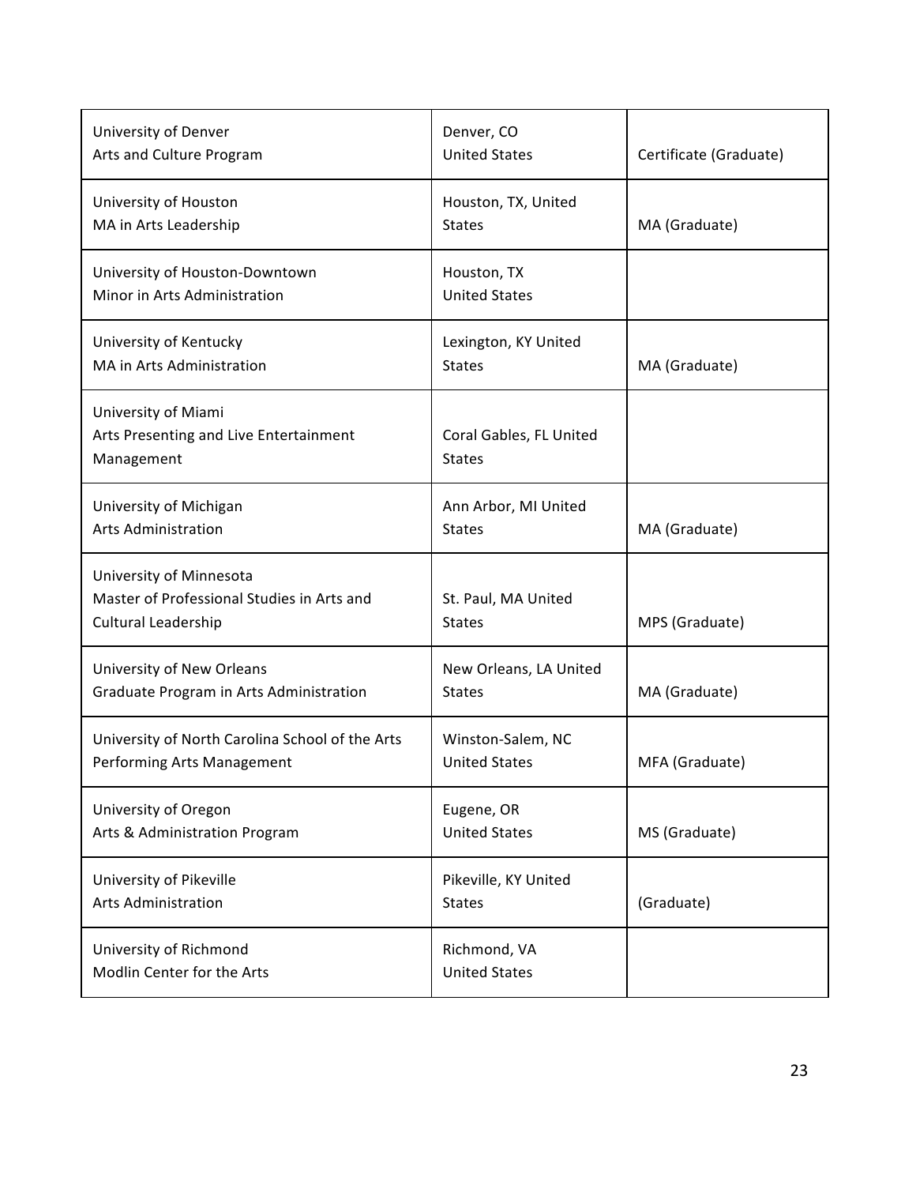| | | |
|---|---|---|
| University of Denver<br>Arts and Culture Program | Denver, CO<br>United States | Certificate (Graduate) |
| University of Houston<br>MA in Arts Leadership | Houston, TX, United States | MA (Graduate) |
| University of Houston-Downtown<br>Minor in Arts Administration | Houston, TX<br>United States | |
| University of Kentucky<br>MA in Arts Administration | Lexington, KY United States | MA (Graduate) |
| University of Miami<br>Arts Presenting and Live Entertainment Management | Coral Gables, FL United States | |
| University of Michigan<br>Arts Administration | Ann Arbor, MI United States | MA (Graduate) |
| University of Minnesota<br>Master of Professional Studies in Arts and Cultural Leadership | St. Paul, MA United States | MPS (Graduate) |
| University of New Orleans<br>Graduate Program in Arts Administration | New Orleans, LA United States | MA (Graduate) |
| University of North Carolina School of the Arts<br>Performing Arts Management | Winston-Salem, NC<br>United States | MFA (Graduate) |
| University of Oregon<br>Arts & Administration Program | Eugene, OR<br>United States | MS (Graduate) |
| University of Pikeville<br>Arts Administration | Pikeville, KY United States | (Graduate) |
| University of Richmond<br>Modlin Center for the Arts | Richmond, VA<br>United States | |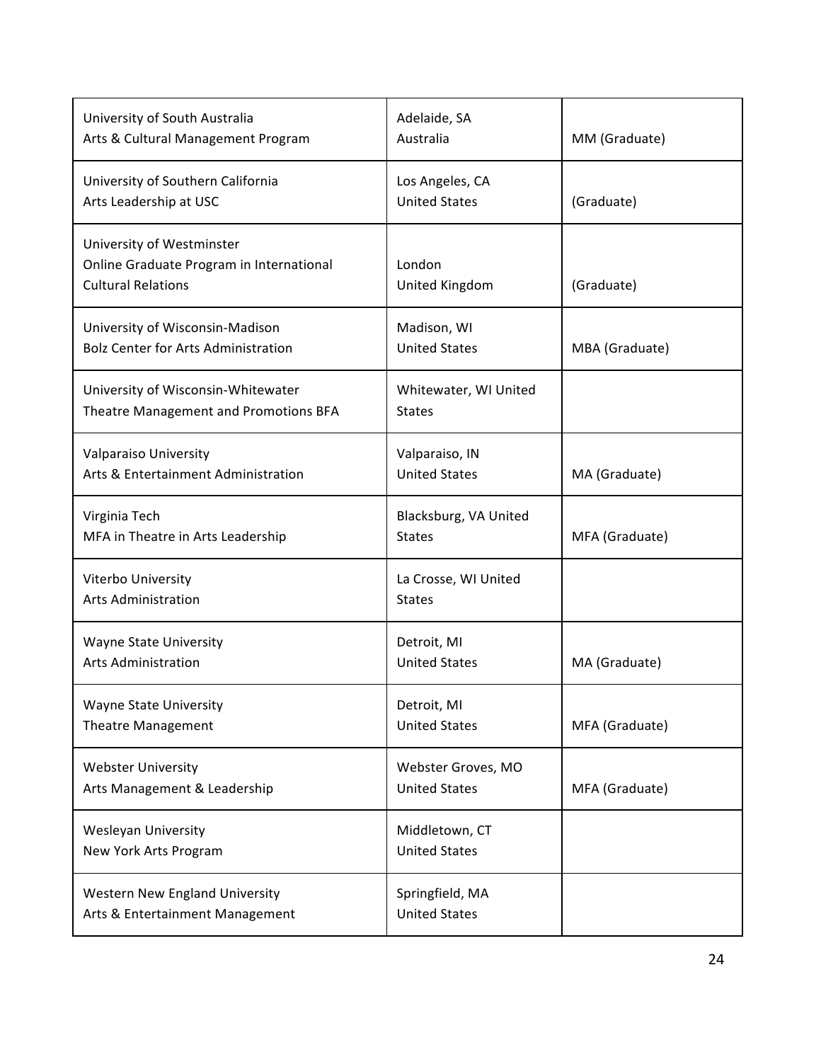| | | |
|---|---|---|
| University of South Australia<br>Arts & Cultural Management Program | Adelaide, SA<br>Australia | MM (Graduate) |
| University of Southern California<br>Arts Leadership at USC | Los Angeles, CA<br>United States | (Graduate) |
| University of Westminster<br>Online Graduate Program in International Cultural Relations | London<br>United Kingdom | (Graduate) |
| University of Wisconsin-Madison<br>Bolz Center for Arts Administration | Madison, WI<br>United States | MBA (Graduate) |
| University of Wisconsin-Whitewater<br>Theatre Management and Promotions BFA | Whitewater, WI United States | |
| Valparaiso University<br>Arts & Entertainment Administration | Valparaiso, IN<br>United States | MA (Graduate) |
| Virginia Tech<br>MFA in Theatre in Arts Leadership | Blacksburg, VA United States | MFA (Graduate) |
| Viterbo University<br>Arts Administration | La Crosse, WI United States | |
| Wayne State University<br>Arts Administration | Detroit, MI<br>United States | MA (Graduate) |
| Wayne State University<br>Theatre Management | Detroit, MI<br>United States | MFA (Graduate) |
| Webster University<br>Arts Management & Leadership | Webster Groves, MO<br>United States | MFA (Graduate) |
| Wesleyan University<br>New York Arts Program | Middletown, CT<br>United States | |
| Western New England University<br>Arts & Entertainment Management | Springfield, MA<br>United States | |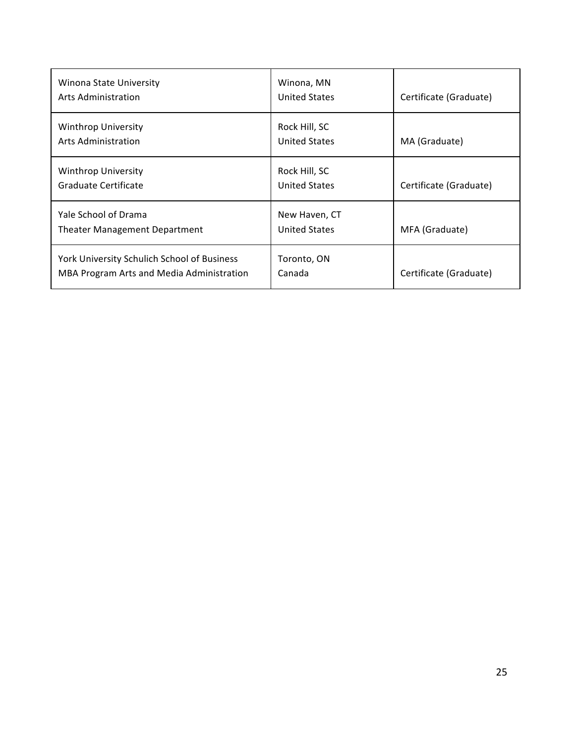| | | |
|---|---|---|
| Winona State University<br>Arts Administration | Winona, MN<br>United States | Certificate (Graduate) |
| Winthrop University<br>Arts Administration | Rock Hill, SC<br>United States | MA (Graduate) |
| Winthrop University<br>Graduate Certificate | Rock Hill, SC<br>United States | Certificate (Graduate) |
| Yale School of Drama<br>Theater Management Department | New Haven, CT<br>United States | MFA (Graduate) |
| York University Schulich School of Business<br>MBA Program Arts and Media Administration | Toronto, ON<br>Canada | Certificate (Graduate) |